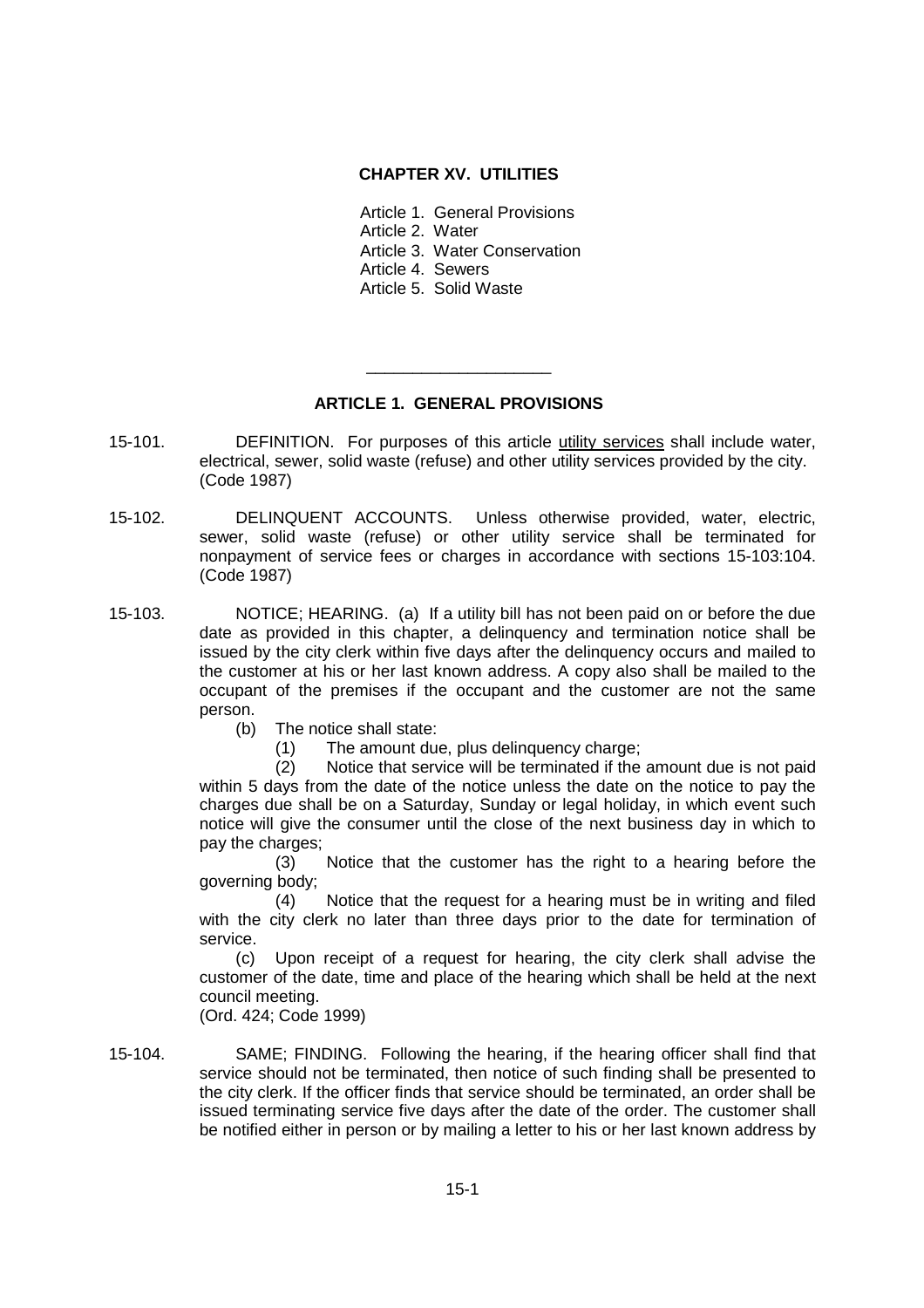# CHAPTER XV. UTILITIES

Article 1. General Provisions
Article 2. Water
Article 3. Water Conservation
Article 4. Sewers
Article 5. Solid Waste

---

## ARTICLE 1. GENERAL PROVISIONS

15-101. DEFINITION. For purposes of this article utility services shall include water, electrical, sewer, solid waste (refuse) and other utility services provided by the city. (Code 1987)

15-102. DELINQUENT ACCOUNTS. Unless otherwise provided, water, electric, sewer, solid waste (refuse) or other utility service shall be terminated for nonpayment of service fees or charges in accordance with sections 15-103:104. (Code 1987)

15-103. NOTICE; HEARING. (a) If a utility bill has not been paid on or before the due date as provided in this chapter, a delinquency and termination notice shall be issued by the city clerk within five days after the delinquency occurs and mailed to the customer at his or her last known address. A copy also shall be mailed to the occupant of the premises if the occupant and the customer are not the same person.

(b) The notice shall state:

(1) The amount due, plus delinquency charge;

(2) Notice that service will be terminated if the amount due is not paid within 5 days from the date of the notice unless the date on the notice to pay the charges due shall be on a Saturday, Sunday or legal holiday, in which event such notice will give the consumer until the close of the next business day in which to pay the charges;

(3) Notice that the customer has the right to a hearing before the governing body;

(4) Notice that the request for a hearing must be in writing and filed with the city clerk no later than three days prior to the date for termination of service.

(c) Upon receipt of a request for hearing, the city clerk shall advise the customer of the date, time and place of the hearing which shall be held at the next council meeting.

(Ord. 424; Code 1999)

15-104. SAME; FINDING. Following the hearing, if the hearing officer shall find that service should not be terminated, then notice of such finding shall be presented to the city clerk. If the officer finds that service should be terminated, an order shall be issued terminating service five days after the date of the order. The customer shall be notified either in person or by mailing a letter to his or her last known address by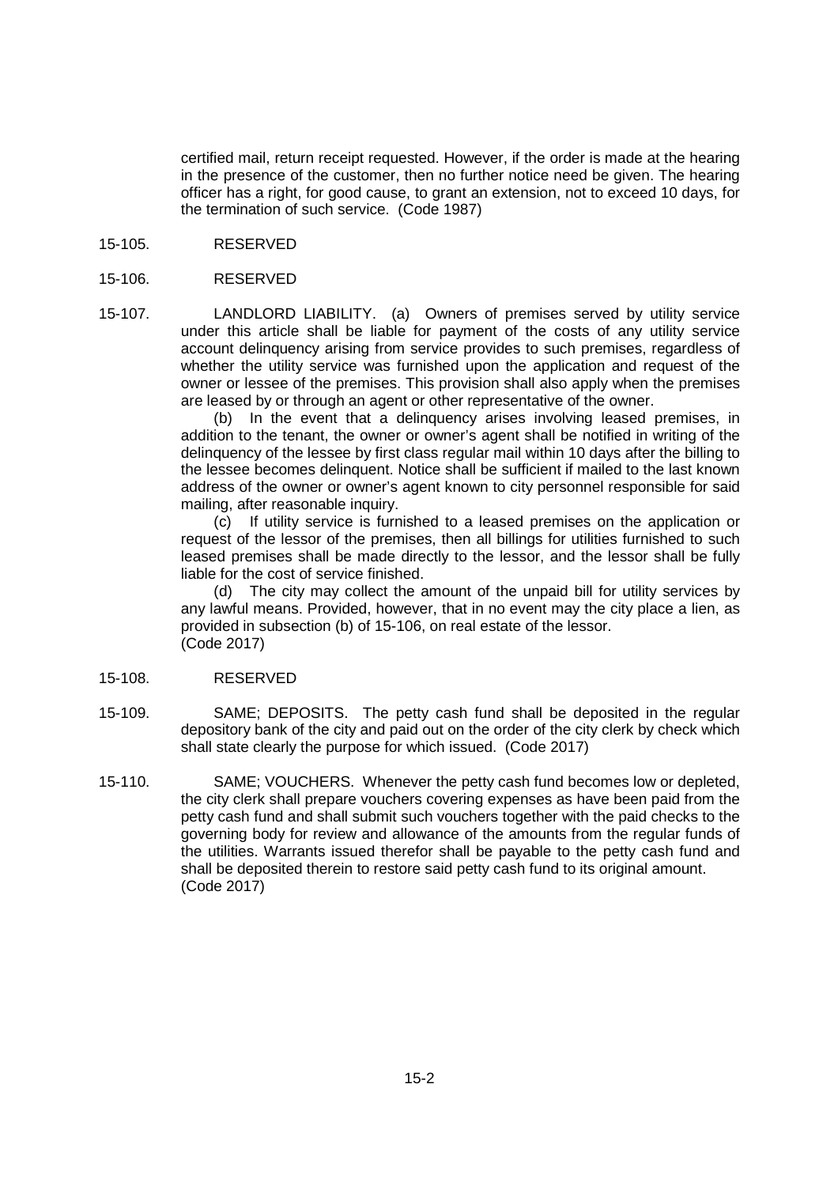certified mail, return receipt requested. However, if the order is made at the hearing in the presence of the customer, then no further notice need be given. The hearing officer has a right, for good cause, to grant an extension, not to exceed 10 days, for the termination of such service. (Code 1987)

15-105. RESERVED

15-106. RESERVED

15-107. LANDLORD LIABILITY. (a) Owners of premises served by utility service under this article shall be liable for payment of the costs of any utility service account delinquency arising from service provides to such premises, regardless of whether the utility service was furnished upon the application and request of the owner or lessee of the premises. This provision shall also apply when the premises are leased by or through an agent or other representative of the owner.

(b) In the event that a delinquency arises involving leased premises, in addition to the tenant, the owner or owner's agent shall be notified in writing of the delinquency of the lessee by first class regular mail within 10 days after the billing to the lessee becomes delinquent. Notice shall be sufficient if mailed to the last known address of the owner or owner's agent known to city personnel responsible for said mailing, after reasonable inquiry.

(c) If utility service is furnished to a leased premises on the application or request of the lessor of the premises, then all billings for utilities furnished to such leased premises shall be made directly to the lessor, and the lessor shall be fully liable for the cost of service finished.

(d) The city may collect the amount of the unpaid bill for utility services by any lawful means. Provided, however, that in no event may the city place a lien, as provided in subsection (b) of 15-106, on real estate of the lessor.
(Code 2017)

15-108. RESERVED

15-109. SAME; DEPOSITS. The petty cash fund shall be deposited in the regular depository bank of the city and paid out on the order of the city clerk by check which shall state clearly the purpose for which issued. (Code 2017)

15-110. SAME; VOUCHERS. Whenever the petty cash fund becomes low or depleted, the city clerk shall prepare vouchers covering expenses as have been paid from the petty cash fund and shall submit such vouchers together with the paid checks to the governing body for review and allowance of the amounts from the regular funds of the utilities. Warrants issued therefor shall be payable to the petty cash fund and shall be deposited therein to restore said petty cash fund to its original amount.
(Code 2017)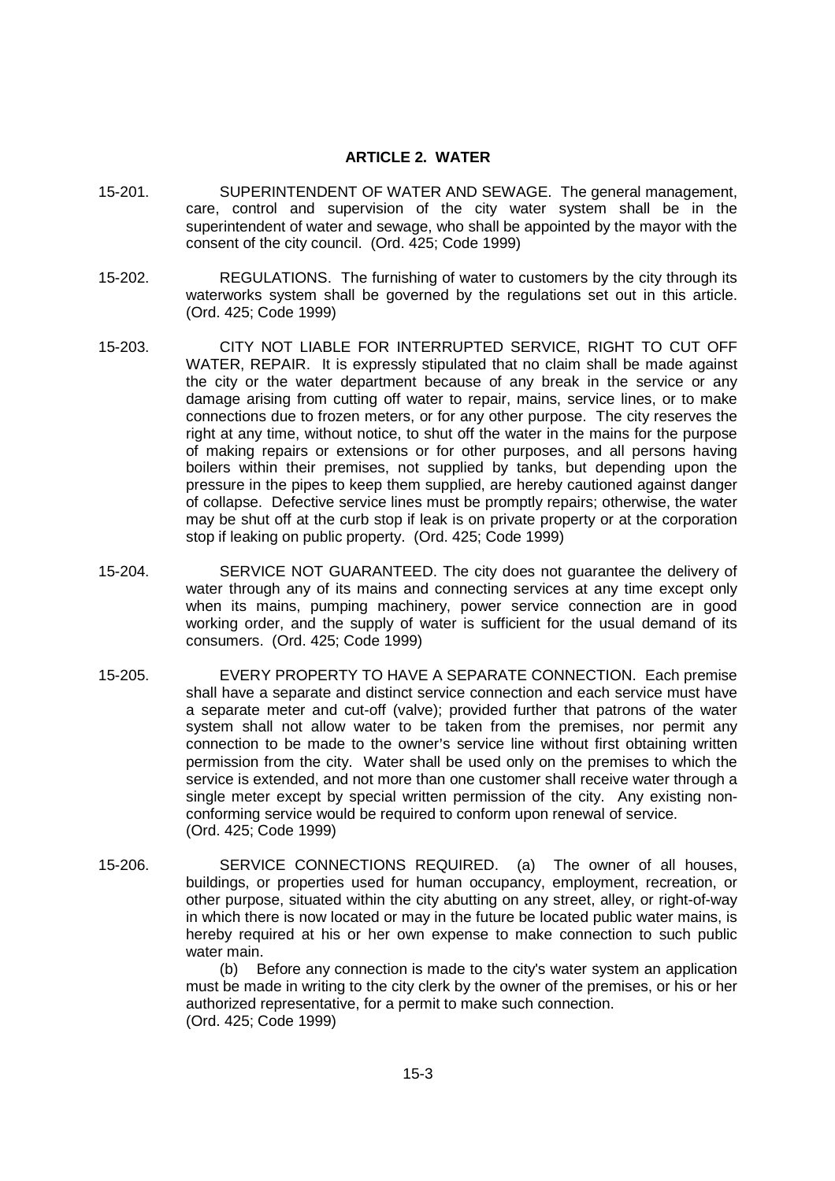## ARTICLE 2. WATER

15-201. SUPERINTENDENT OF WATER AND SEWAGE. The general management, care, control and supervision of the city water system shall be in the superintendent of water and sewage, who shall be appointed by the mayor with the consent of the city council. (Ord. 425; Code 1999)

15-202. REGULATIONS. The furnishing of water to customers by the city through its waterworks system shall be governed by the regulations set out in this article. (Ord. 425; Code 1999)

15-203. CITY NOT LIABLE FOR INTERRUPTED SERVICE, RIGHT TO CUT OFF WATER, REPAIR. It is expressly stipulated that no claim shall be made against the city or the water department because of any break in the service or any damage arising from cutting off water to repair, mains, service lines, or to make connections due to frozen meters, or for any other purpose. The city reserves the right at any time, without notice, to shut off the water in the mains for the purpose of making repairs or extensions or for other purposes, and all persons having boilers within their premises, not supplied by tanks, but depending upon the pressure in the pipes to keep them supplied, are hereby cautioned against danger of collapse. Defective service lines must be promptly repairs; otherwise, the water may be shut off at the curb stop if leak is on private property or at the corporation stop if leaking on public property. (Ord. 425; Code 1999)

15-204. SERVICE NOT GUARANTEED. The city does not guarantee the delivery of water through any of its mains and connecting services at any time except only when its mains, pumping machinery, power service connection are in good working order, and the supply of water is sufficient for the usual demand of its consumers. (Ord. 425; Code 1999)

15-205. EVERY PROPERTY TO HAVE A SEPARATE CONNECTION. Each premise shall have a separate and distinct service connection and each service must have a separate meter and cut-off (valve); provided further that patrons of the water system shall not allow water to be taken from the premises, nor permit any connection to be made to the owner's service line without first obtaining written permission from the city. Water shall be used only on the premises to which the service is extended, and not more than one customer shall receive water through a single meter except by special written permission of the city. Any existing non-conforming service would be required to conform upon renewal of service. (Ord. 425; Code 1999)

15-206. SERVICE CONNECTIONS REQUIRED. (a) The owner of all houses, buildings, or properties used for human occupancy, employment, recreation, or other purpose, situated within the city abutting on any street, alley, or right-of-way in which there is now located or may in the future be located public water mains, is hereby required at his or her own expense to make connection to such public water main.

(b) Before any connection is made to the city's water system an application must be made in writing to the city clerk by the owner of the premises, or his or her authorized representative, for a permit to make such connection. (Ord. 425; Code 1999)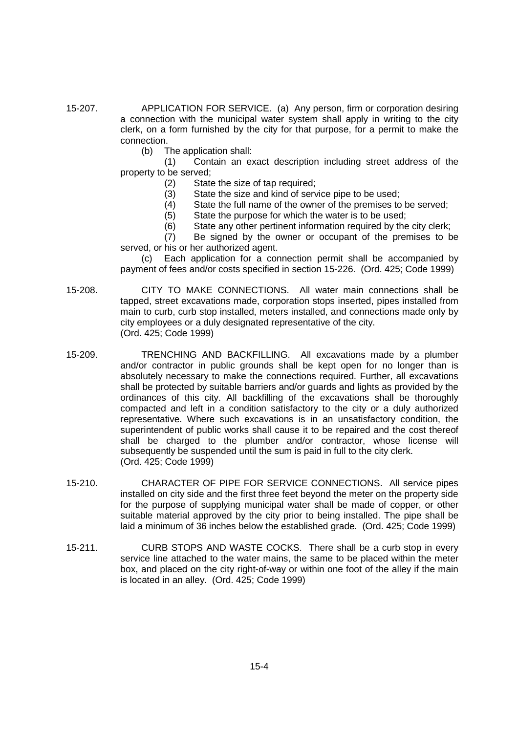15-207. APPLICATION FOR SERVICE. (a) Any person, firm or corporation desiring a connection with the municipal water system shall apply in writing to the city clerk, on a form furnished by the city for that purpose, for a permit to make the connection.

(b) The application shall:

(1) Contain an exact description including street address of the property to be served;

(2) State the size of tap required;

(3) State the size and kind of service pipe to be used;

(4) State the full name of the owner of the premises to be served;

(5) State the purpose for which the water is to be used;

(6) State any other pertinent information required by the city clerk;

(7) Be signed by the owner or occupant of the premises to be served, or his or her authorized agent.

(c) Each application for a connection permit shall be accompanied by payment of fees and/or costs specified in section 15-226. (Ord. 425; Code 1999)

15-208. CITY TO MAKE CONNECTIONS. All water main connections shall be tapped, street excavations made, corporation stops inserted, pipes installed from main to curb, curb stop installed, meters installed, and connections made only by city employees or a duly designated representative of the city. (Ord. 425; Code 1999)

15-209. TRENCHING AND BACKFILLING. All excavations made by a plumber and/or contractor in public grounds shall be kept open for no longer than is absolutely necessary to make the connections required. Further, all excavations shall be protected by suitable barriers and/or guards and lights as provided by the ordinances of this city. All backfilling of the excavations shall be thoroughly compacted and left in a condition satisfactory to the city or a duly authorized representative. Where such excavations is in an unsatisfactory condition, the superintendent of public works shall cause it to be repaired and the cost thereof shall be charged to the plumber and/or contractor, whose license will subsequently be suspended until the sum is paid in full to the city clerk. (Ord. 425; Code 1999)

15-210. CHARACTER OF PIPE FOR SERVICE CONNECTIONS. All service pipes installed on city side and the first three feet beyond the meter on the property side for the purpose of supplying municipal water shall be made of copper, or other suitable material approved by the city prior to being installed. The pipe shall be laid a minimum of 36 inches below the established grade. (Ord. 425; Code 1999)

15-211. CURB STOPS AND WASTE COCKS. There shall be a curb stop in every service line attached to the water mains, the same to be placed within the meter box, and placed on the city right-of-way or within one foot of the alley if the main is located in an alley. (Ord. 425; Code 1999)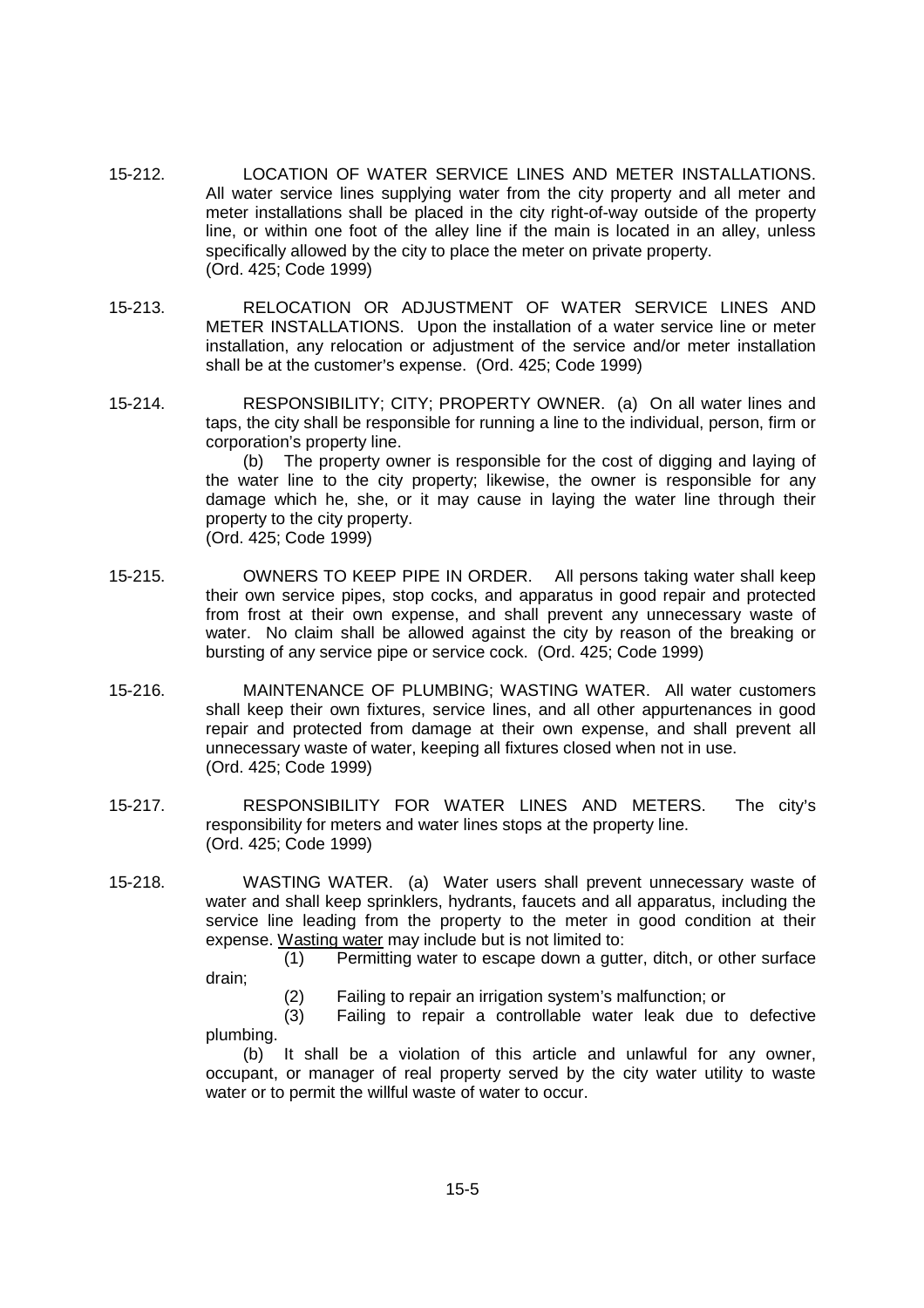15-212. LOCATION OF WATER SERVICE LINES AND METER INSTALLATIONS. All water service lines supplying water from the city property and all meter and meter installations shall be placed in the city right-of-way outside of the property line, or within one foot of the alley line if the main is located in an alley, unless specifically allowed by the city to place the meter on private property.
(Ord. 425; Code 1999)

15-213. RELOCATION OR ADJUSTMENT OF WATER SERVICE LINES AND METER INSTALLATIONS. Upon the installation of a water service line or meter installation, any relocation or adjustment of the service and/or meter installation shall be at the customer's expense. (Ord. 425; Code 1999)

15-214. RESPONSIBILITY; CITY; PROPERTY OWNER. (a) On all water lines and taps, the city shall be responsible for running a line to the individual, person, firm or corporation's property line.

(b) The property owner is responsible for the cost of digging and laying of the water line to the city property; likewise, the owner is responsible for any damage which he, she, or it may cause in laying the water line through their property to the city property.
(Ord. 425; Code 1999)

15-215. OWNERS TO KEEP PIPE IN ORDER. All persons taking water shall keep their own service pipes, stop cocks, and apparatus in good repair and protected from frost at their own expense, and shall prevent any unnecessary waste of water. No claim shall be allowed against the city by reason of the breaking or bursting of any service pipe or service cock. (Ord. 425; Code 1999)

15-216. MAINTENANCE OF PLUMBING; WASTING WATER. All water customers shall keep their own fixtures, service lines, and all other appurtenances in good repair and protected from damage at their own expense, and shall prevent all unnecessary waste of water, keeping all fixtures closed when not in use.
(Ord. 425; Code 1999)

15-217. RESPONSIBILITY FOR WATER LINES AND METERS. The city's responsibility for meters and water lines stops at the property line.
(Ord. 425; Code 1999)

15-218. WASTING WATER. (a) Water users shall prevent unnecessary waste of water and shall keep sprinklers, hydrants, faucets and all apparatus, including the service line leading from the property to the meter in good condition at their expense. Wasting water may include but is not limited to:

(1) Permitting water to escape down a gutter, ditch, or other surface drain;

(2) Failing to repair an irrigation system's malfunction; or

(3) Failing to repair a controllable water leak due to defective plumbing.

(b) It shall be a violation of this article and unlawful for any owner, occupant, or manager of real property served by the city water utility to waste water or to permit the willful waste of water to occur.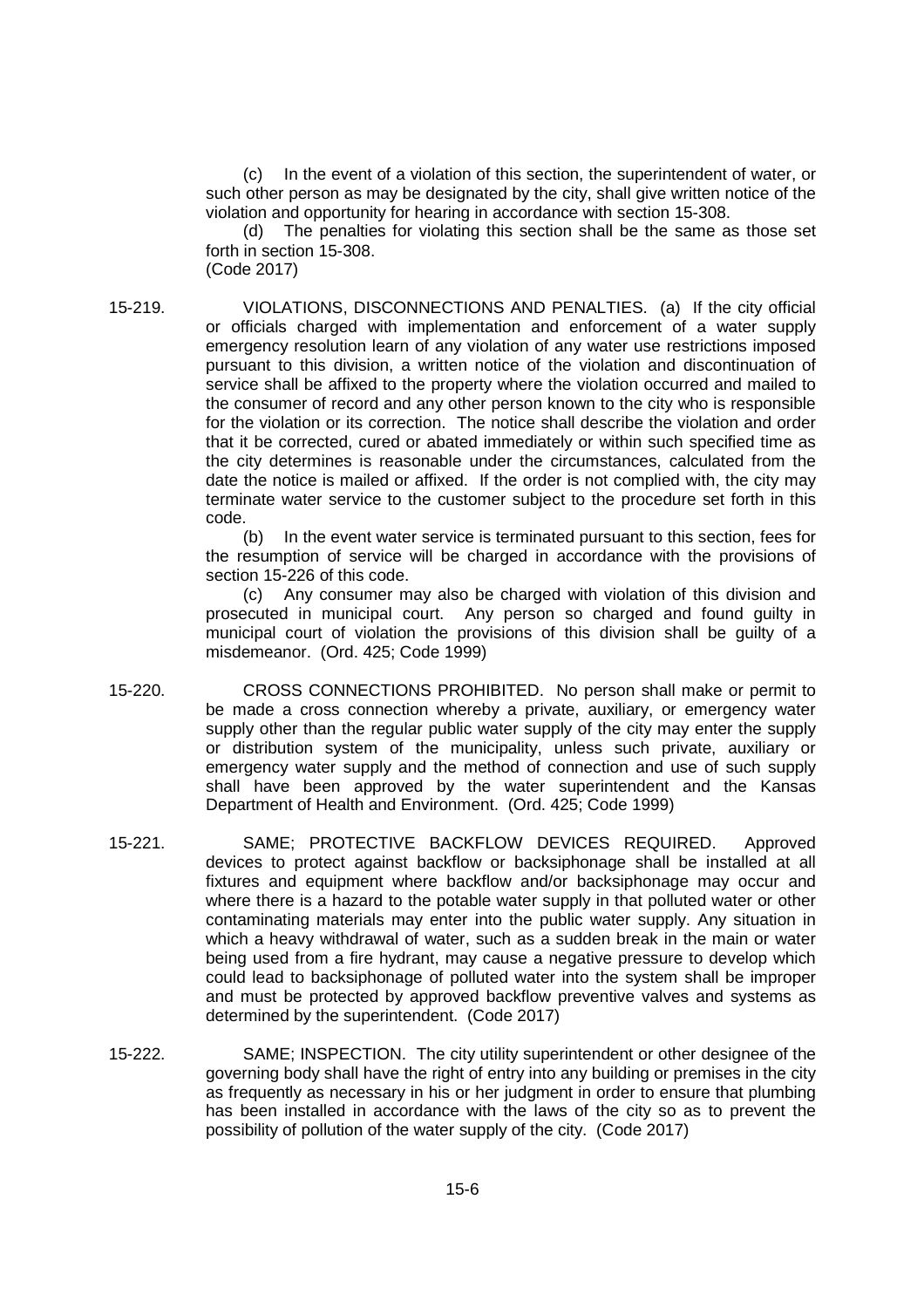(c) In the event of a violation of this section, the superintendent of water, or such other person as may be designated by the city, shall give written notice of the violation and opportunity for hearing in accordance with section 15-308.

(d) The penalties for violating this section shall be the same as those set forth in section 15-308.

(Code 2017)

15-219. VIOLATIONS, DISCONNECTIONS AND PENALTIES. (a) If the city official or officials charged with implementation and enforcement of a water supply emergency resolution learn of any violation of any water use restrictions imposed pursuant to this division, a written notice of the violation and discontinuation of service shall be affixed to the property where the violation occurred and mailed to the consumer of record and any other person known to the city who is responsible for the violation or its correction. The notice shall describe the violation and order that it be corrected, cured or abated immediately or within such specified time as the city determines is reasonable under the circumstances, calculated from the date the notice is mailed or affixed. If the order is not complied with, the city may terminate water service to the customer subject to the procedure set forth in this code.

(b) In the event water service is terminated pursuant to this section, fees for the resumption of service will be charged in accordance with the provisions of section 15-226 of this code.

(c) Any consumer may also be charged with violation of this division and prosecuted in municipal court. Any person so charged and found guilty in municipal court of violation the provisions of this division shall be guilty of a misdemeanor. (Ord. 425; Code 1999)

15-220. CROSS CONNECTIONS PROHIBITED. No person shall make or permit to be made a cross connection whereby a private, auxiliary, or emergency water supply other than the regular public water supply of the city may enter the supply or distribution system of the municipality, unless such private, auxiliary or emergency water supply and the method of connection and use of such supply shall have been approved by the water superintendent and the Kansas Department of Health and Environment. (Ord. 425; Code 1999)

15-221. SAME; PROTECTIVE BACKFLOW DEVICES REQUIRED. Approved devices to protect against backflow or backsiphonage shall be installed at all fixtures and equipment where backflow and/or backsiphonage may occur and where there is a hazard to the potable water supply in that polluted water or other contaminating materials may enter into the public water supply. Any situation in which a heavy withdrawal of water, such as a sudden break in the main or water being used from a fire hydrant, may cause a negative pressure to develop which could lead to backsiphonage of polluted water into the system shall be improper and must be protected by approved backflow preventive valves and systems as determined by the superintendent. (Code 2017)

15-222. SAME; INSPECTION. The city utility superintendent or other designee of the governing body shall have the right of entry into any building or premises in the city as frequently as necessary in his or her judgment in order to ensure that plumbing has been installed in accordance with the laws of the city so as to prevent the possibility of pollution of the water supply of the city. (Code 2017)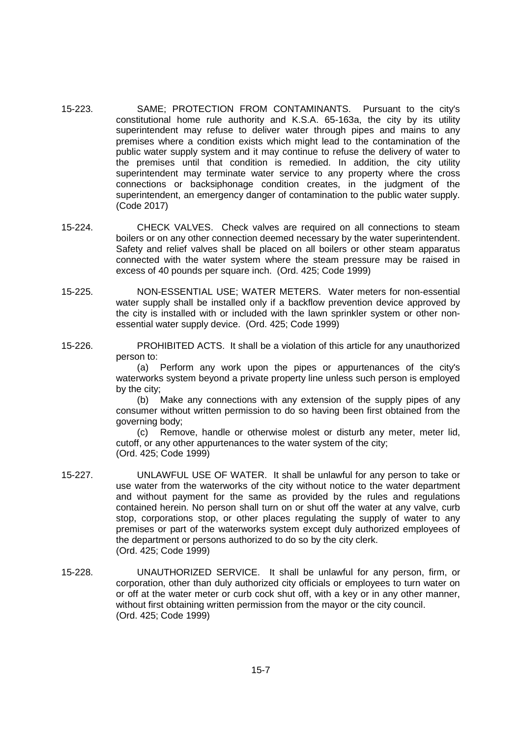15-223. SAME; PROTECTION FROM CONTAMINANTS. Pursuant to the city's constitutional home rule authority and K.S.A. 65-163a, the city by its utility superintendent may refuse to deliver water through pipes and mains to any premises where a condition exists which might lead to the contamination of the public water supply system and it may continue to refuse the delivery of water to the premises until that condition is remedied. In addition, the city utility superintendent may terminate water service to any property where the cross connections or backsiphonage condition creates, in the judgment of the superintendent, an emergency danger of contamination to the public water supply. (Code 2017)

15-224. CHECK VALVES. Check valves are required on all connections to steam boilers or on any other connection deemed necessary by the water superintendent. Safety and relief valves shall be placed on all boilers or other steam apparatus connected with the water system where the steam pressure may be raised in excess of 40 pounds per square inch. (Ord. 425; Code 1999)

15-225. NON-ESSENTIAL USE; WATER METERS. Water meters for non-essential water supply shall be installed only if a backflow prevention device approved by the city is installed with or included with the lawn sprinkler system or other non-essential water supply device. (Ord. 425; Code 1999)

15-226. PROHIBITED ACTS. It shall be a violation of this article for any unauthorized person to:

(a) Perform any work upon the pipes or appurtenances of the city's waterworks system beyond a private property line unless such person is employed by the city;

(b) Make any connections with any extension of the supply pipes of any consumer without written permission to do so having been first obtained from the governing body;

(c) Remove, handle or otherwise molest or disturb any meter, meter lid, cutoff, or any other appurtenances to the water system of the city;
(Ord. 425; Code 1999)

15-227. UNLAWFUL USE OF WATER. It shall be unlawful for any person to take or use water from the waterworks of the city without notice to the water department and without payment for the same as provided by the rules and regulations contained herein. No person shall turn on or shut off the water at any valve, curb stop, corporations stop, or other places regulating the supply of water to any premises or part of the waterworks system except duly authorized employees of the department or persons authorized to do so by the city clerk.
(Ord. 425; Code 1999)

15-228. UNAUTHORIZED SERVICE. It shall be unlawful for any person, firm, or corporation, other than duly authorized city officials or employees to turn water on or off at the water meter or curb cock shut off, with a key or in any other manner, without first obtaining written permission from the mayor or the city council.
(Ord. 425; Code 1999)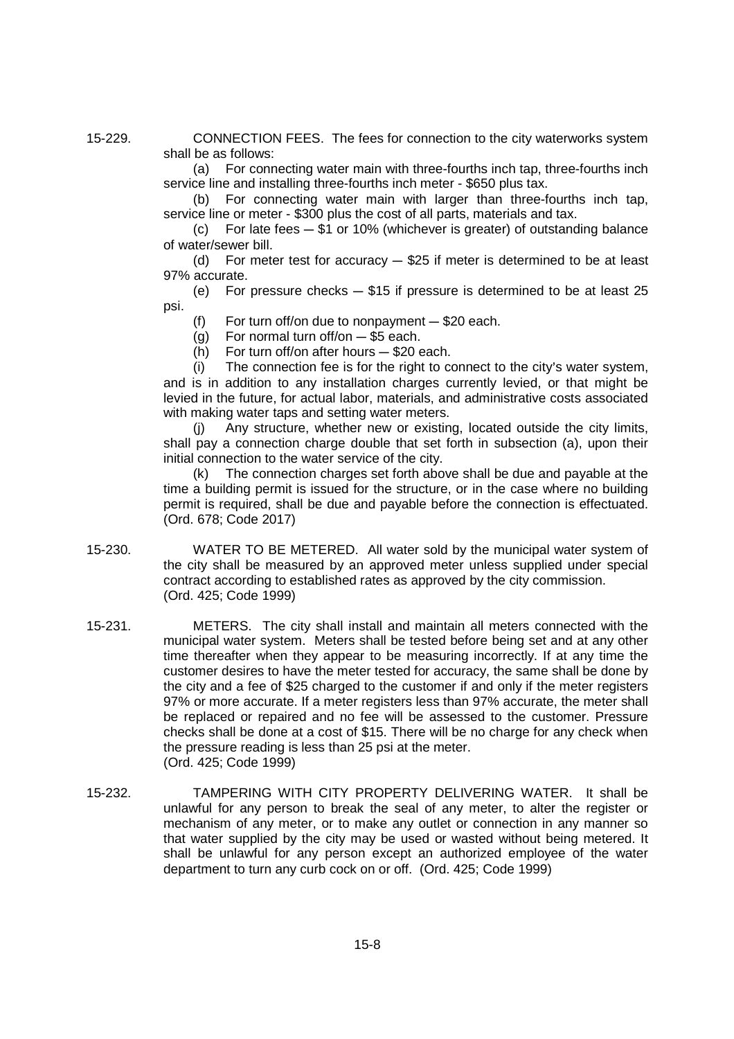15-229. CONNECTION FEES. The fees for connection to the city waterworks system shall be as follows:

(a) For connecting water main with three-fourths inch tap, three-fourths inch service line and installing three-fourths inch meter - $650 plus tax.

(b) For connecting water main with larger than three-fourths inch tap, service line or meter - $300 plus the cost of all parts, materials and tax.

(c) For late fees ─ $1 or 10% (whichever is greater) of outstanding balance of water/sewer bill.

(d) For meter test for accuracy ─ $25 if meter is determined to be at least 97% accurate.

(e) For pressure checks ─ $15 if pressure is determined to be at least 25 psi.

(f) For turn off/on due to nonpayment ─ $20 each.

(g) For normal turn off/on ─ $5 each.

(h) For turn off/on after hours ─ $20 each.

(i) The connection fee is for the right to connect to the city's water system, and is in addition to any installation charges currently levied, or that might be levied in the future, for actual labor, materials, and administrative costs associated with making water taps and setting water meters.

(j) Any structure, whether new or existing, located outside the city limits, shall pay a connection charge double that set forth in subsection (a), upon their initial connection to the water service of the city.

(k) The connection charges set forth above shall be due and payable at the time a building permit is issued for the structure, or in the case where no building permit is required, shall be due and payable before the connection is effectuated. (Ord. 678; Code 2017)

15-230. WATER TO BE METERED. All water sold by the municipal water system of the city shall be measured by an approved meter unless supplied under special contract according to established rates as approved by the city commission. (Ord. 425; Code 1999)

15-231. METERS. The city shall install and maintain all meters connected with the municipal water system. Meters shall be tested before being set and at any other time thereafter when they appear to be measuring incorrectly. If at any time the customer desires to have the meter tested for accuracy, the same shall be done by the city and a fee of $25 charged to the customer if and only if the meter registers 97% or more accurate. If a meter registers less than 97% accurate, the meter shall be replaced or repaired and no fee will be assessed to the customer. Pressure checks shall be done at a cost of $15. There will be no charge for any check when the pressure reading is less than 25 psi at the meter. (Ord. 425; Code 1999)

15-232. TAMPERING WITH CITY PROPERTY DELIVERING WATER. It shall be unlawful for any person to break the seal of any meter, to alter the register or mechanism of any meter, or to make any outlet or connection in any manner so that water supplied by the city may be used or wasted without being metered. It shall be unlawful for any person except an authorized employee of the water department to turn any curb cock on or off. (Ord. 425; Code 1999)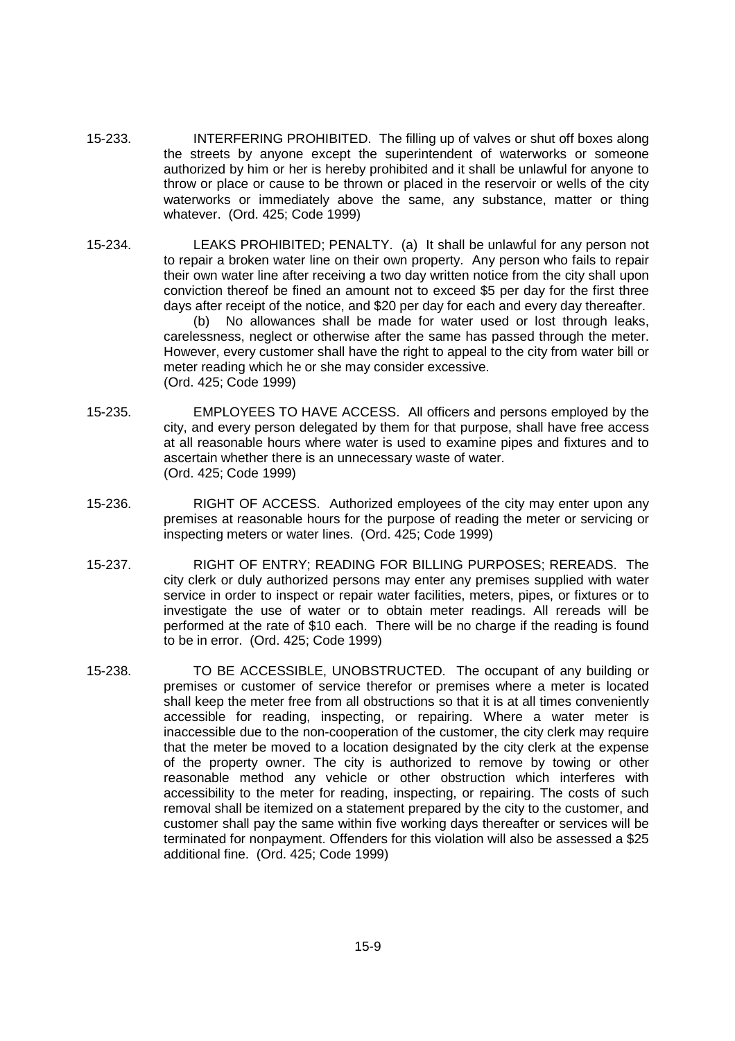15-233. INTERFERING PROHIBITED. The filling up of valves or shut off boxes along the streets by anyone except the superintendent of waterworks or someone authorized by him or her is hereby prohibited and it shall be unlawful for anyone to throw or place or cause to be thrown or placed in the reservoir or wells of the city waterworks or immediately above the same, any substance, matter or thing whatever. (Ord. 425; Code 1999)

15-234. LEAKS PROHIBITED; PENALTY. (a) It shall be unlawful for any person not to repair a broken water line on their own property. Any person who fails to repair their own water line after receiving a two day written notice from the city shall upon conviction thereof be fined an amount not to exceed $5 per day for the first three days after receipt of the notice, and $20 per day for each and every day thereafter.

(b) No allowances shall be made for water used or lost through leaks, carelessness, neglect or otherwise after the same has passed through the meter. However, every customer shall have the right to appeal to the city from water bill or meter reading which he or she may consider excessive.
(Ord. 425; Code 1999)

15-235. EMPLOYEES TO HAVE ACCESS. All officers and persons employed by the city, and every person delegated by them for that purpose, shall have free access at all reasonable hours where water is used to examine pipes and fixtures and to ascertain whether there is an unnecessary waste of water.
(Ord. 425; Code 1999)

15-236. RIGHT OF ACCESS. Authorized employees of the city may enter upon any premises at reasonable hours for the purpose of reading the meter or servicing or inspecting meters or water lines. (Ord. 425; Code 1999)

15-237. RIGHT OF ENTRY; READING FOR BILLING PURPOSES; REREADS. The city clerk or duly authorized persons may enter any premises supplied with water service in order to inspect or repair water facilities, meters, pipes, or fixtures or to investigate the use of water or to obtain meter readings. All rereads will be performed at the rate of $10 each. There will be no charge if the reading is found to be in error. (Ord. 425; Code 1999)

15-238. TO BE ACCESSIBLE, UNOBSTRUCTED. The occupant of any building or premises or customer of service therefor or premises where a meter is located shall keep the meter free from all obstructions so that it is at all times conveniently accessible for reading, inspecting, or repairing. Where a water meter is inaccessible due to the non-cooperation of the customer, the city clerk may require that the meter be moved to a location designated by the city clerk at the expense of the property owner. The city is authorized to remove by towing or other reasonable method any vehicle or other obstruction which interferes with accessibility to the meter for reading, inspecting, or repairing. The costs of such removal shall be itemized on a statement prepared by the city to the customer, and customer shall pay the same within five working days thereafter or services will be terminated for nonpayment. Offenders for this violation will also be assessed a $25 additional fine. (Ord. 425; Code 1999)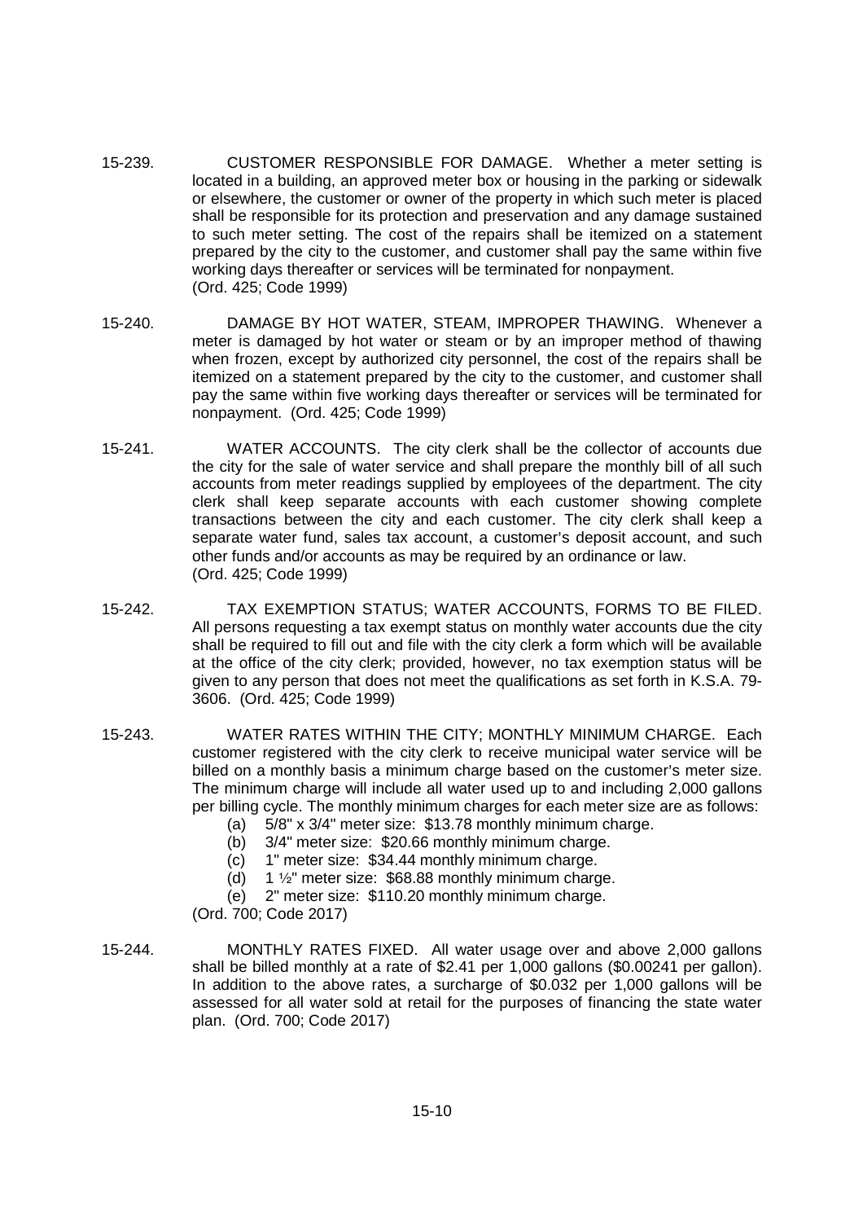15-239. CUSTOMER RESPONSIBLE FOR DAMAGE. Whether a meter setting is located in a building, an approved meter box or housing in the parking or sidewalk or elsewhere, the customer or owner of the property in which such meter is placed shall be responsible for its protection and preservation and any damage sustained to such meter setting. The cost of the repairs shall be itemized on a statement prepared by the city to the customer, and customer shall pay the same within five working days thereafter or services will be terminated for nonpayment.
(Ord. 425; Code 1999)

15-240. DAMAGE BY HOT WATER, STEAM, IMPROPER THAWING. Whenever a meter is damaged by hot water or steam or by an improper method of thawing when frozen, except by authorized city personnel, the cost of the repairs shall be itemized on a statement prepared by the city to the customer, and customer shall pay the same within five working days thereafter or services will be terminated for nonpayment. (Ord. 425; Code 1999)

15-241. WATER ACCOUNTS. The city clerk shall be the collector of accounts due the city for the sale of water service and shall prepare the monthly bill of all such accounts from meter readings supplied by employees of the department. The city clerk shall keep separate accounts with each customer showing complete transactions between the city and each customer. The city clerk shall keep a separate water fund, sales tax account, a customer's deposit account, and such other funds and/or accounts as may be required by an ordinance or law.
(Ord. 425; Code 1999)

15-242. TAX EXEMPTION STATUS; WATER ACCOUNTS, FORMS TO BE FILED. All persons requesting a tax exempt status on monthly water accounts due the city shall be required to fill out and file with the city clerk a form which will be available at the office of the city clerk; provided, however, no tax exemption status will be given to any person that does not meet the qualifications as set forth in K.S.A. 79-3606. (Ord. 425; Code 1999)

15-243. WATER RATES WITHIN THE CITY; MONTHLY MINIMUM CHARGE. Each customer registered with the city clerk to receive municipal water service will be billed on a monthly basis a minimum charge based on the customer's meter size. The minimum charge will include all water used up to and including 2,000 gallons per billing cycle. The monthly minimum charges for each meter size are as follows:

(a) 5/8" x 3/4" meter size: $13.78 monthly minimum charge.
(b) 3/4" meter size: $20.66 monthly minimum charge.
(c) 1" meter size: $34.44 monthly minimum charge.
(d) 1 ½" meter size: $68.88 monthly minimum charge.
(e) 2" meter size: $110.20 monthly minimum charge.

(Ord. 700; Code 2017)

15-244. MONTHLY RATES FIXED. All water usage over and above 2,000 gallons shall be billed monthly at a rate of $2.41 per 1,000 gallons ($0.00241 per gallon). In addition to the above rates, a surcharge of $0.032 per 1,000 gallons will be assessed for all water sold at retail for the purposes of financing the state water plan. (Ord. 700; Code 2017)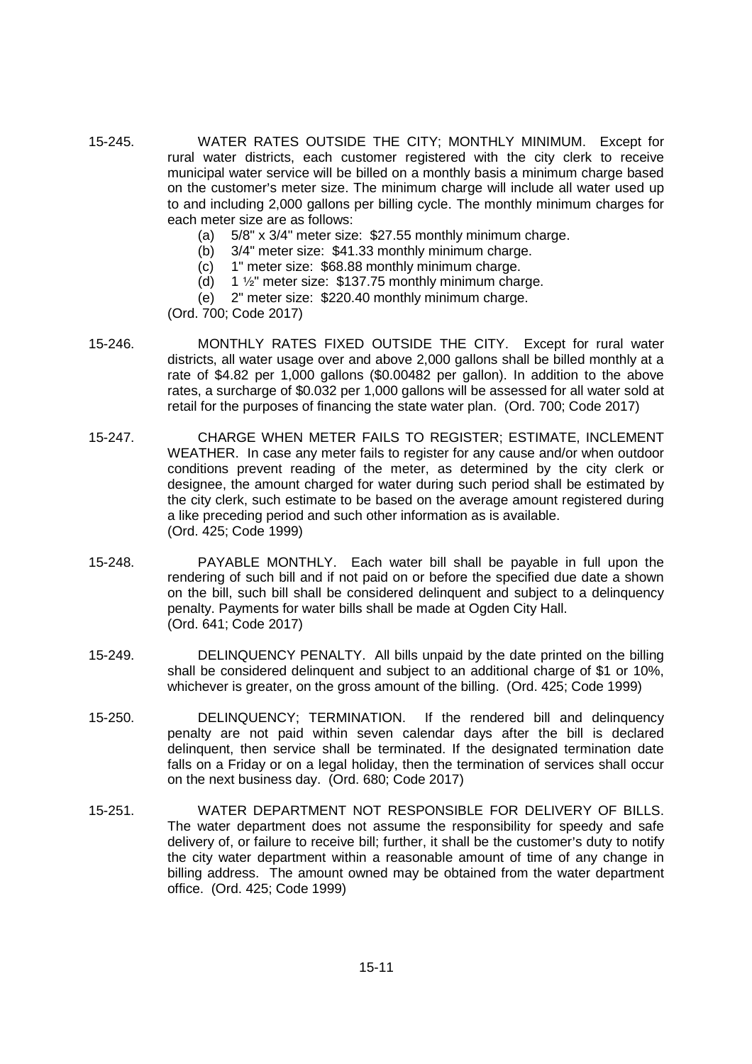15-245. WATER RATES OUTSIDE THE CITY; MONTHLY MINIMUM. Except for rural water districts, each customer registered with the city clerk to receive municipal water service will be billed on a monthly basis a minimum charge based on the customer's meter size. The minimum charge will include all water used up to and including 2,000 gallons per billing cycle. The monthly minimum charges for each meter size are as follows:

(a) 5/8" x 3/4" meter size: $27.55 monthly minimum charge.
(b) 3/4" meter size: $41.33 monthly minimum charge.
(c) 1" meter size: $68.88 monthly minimum charge.
(d) 1 ½" meter size: $137.75 monthly minimum charge.
(e) 2" meter size: $220.40 monthly minimum charge.

(Ord. 700; Code 2017)

15-246. MONTHLY RATES FIXED OUTSIDE THE CITY. Except for rural water districts, all water usage over and above 2,000 gallons shall be billed monthly at a rate of $4.82 per 1,000 gallons ($0.00482 per gallon). In addition to the above rates, a surcharge of $0.032 per 1,000 gallons will be assessed for all water sold at retail for the purposes of financing the state water plan. (Ord. 700; Code 2017)

15-247. CHARGE WHEN METER FAILS TO REGISTER; ESTIMATE, INCLEMENT WEATHER. In case any meter fails to register for any cause and/or when outdoor conditions prevent reading of the meter, as determined by the city clerk or designee, the amount charged for water during such period shall be estimated by the city clerk, such estimate to be based on the average amount registered during a like preceding period and such other information as is available.
(Ord. 425; Code 1999)

15-248. PAYABLE MONTHLY. Each water bill shall be payable in full upon the rendering of such bill and if not paid on or before the specified due date a shown on the bill, such bill shall be considered delinquent and subject to a delinquency penalty. Payments for water bills shall be made at Ogden City Hall.
(Ord. 641; Code 2017)

15-249. DELINQUENCY PENALTY. All bills unpaid by the date printed on the billing shall be considered delinquent and subject to an additional charge of $1 or 10%, whichever is greater, on the gross amount of the billing. (Ord. 425; Code 1999)

15-250. DELINQUENCY; TERMINATION. If the rendered bill and delinquency penalty are not paid within seven calendar days after the bill is declared delinquent, then service shall be terminated. If the designated termination date falls on a Friday or on a legal holiday, then the termination of services shall occur on the next business day. (Ord. 680; Code 2017)

15-251. WATER DEPARTMENT NOT RESPONSIBLE FOR DELIVERY OF BILLS. The water department does not assume the responsibility for speedy and safe delivery of, or failure to receive bill; further, it shall be the customer's duty to notify the city water department within a reasonable amount of time of any change in billing address. The amount owned may be obtained from the water department office. (Ord. 425; Code 1999)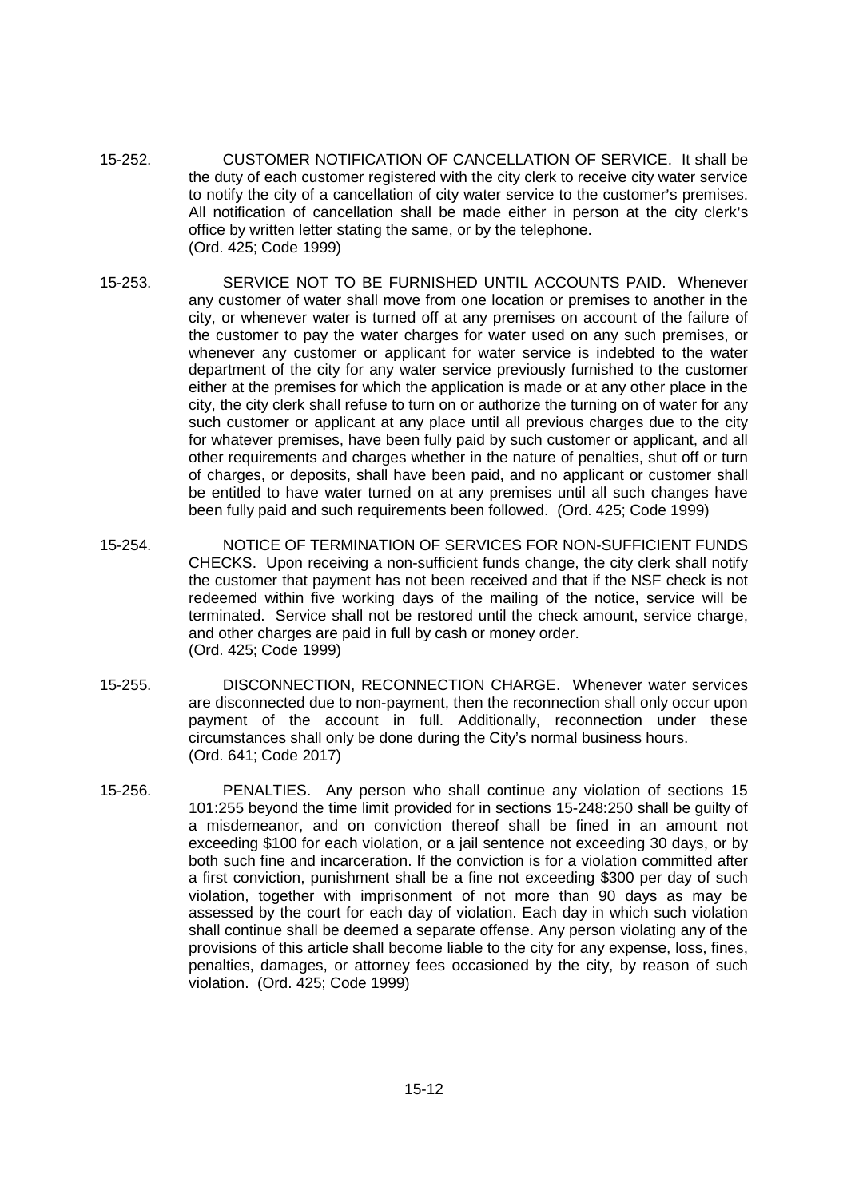15-252. CUSTOMER NOTIFICATION OF CANCELLATION OF SERVICE. It shall be the duty of each customer registered with the city clerk to receive city water service to notify the city of a cancellation of city water service to the customer's premises. All notification of cancellation shall be made either in person at the city clerk's office by written letter stating the same, or by the telephone.
(Ord. 425; Code 1999)

15-253. SERVICE NOT TO BE FURNISHED UNTIL ACCOUNTS PAID. Whenever any customer of water shall move from one location or premises to another in the city, or whenever water is turned off at any premises on account of the failure of the customer to pay the water charges for water used on any such premises, or whenever any customer or applicant for water service is indebted to the water department of the city for any water service previously furnished to the customer either at the premises for which the application is made or at any other place in the city, the city clerk shall refuse to turn on or authorize the turning on of water for any such customer or applicant at any place until all previous charges due to the city for whatever premises, have been fully paid by such customer or applicant, and all other requirements and charges whether in the nature of penalties, shut off or turn of charges, or deposits, shall have been paid, and no applicant or customer shall be entitled to have water turned on at any premises until all such changes have been fully paid and such requirements been followed. (Ord. 425; Code 1999)

15-254. NOTICE OF TERMINATION OF SERVICES FOR NON-SUFFICIENT FUNDS CHECKS. Upon receiving a non-sufficient funds change, the city clerk shall notify the customer that payment has not been received and that if the NSF check is not redeemed within five working days of the mailing of the notice, service will be terminated. Service shall not be restored until the check amount, service charge, and other charges are paid in full by cash or money order.
(Ord. 425; Code 1999)

15-255. DISCONNECTION, RECONNECTION CHARGE. Whenever water services are disconnected due to non-payment, then the reconnection shall only occur upon payment of the account in full. Additionally, reconnection under these circumstances shall only be done during the City's normal business hours.
(Ord. 641; Code 2017)

15-256. PENALTIES. Any person who shall continue any violation of sections 15 101:255 beyond the time limit provided for in sections 15-248:250 shall be guilty of a misdemeanor, and on conviction thereof shall be fined in an amount not exceeding $100 for each violation, or a jail sentence not exceeding 30 days, or by both such fine and incarceration. If the conviction is for a violation committed after a first conviction, punishment shall be a fine not exceeding $300 per day of such violation, together with imprisonment of not more than 90 days as may be assessed by the court for each day of violation. Each day in which such violation shall continue shall be deemed a separate offense. Any person violating any of the provisions of this article shall become liable to the city for any expense, loss, fines, penalties, damages, or attorney fees occasioned by the city, by reason of such violation. (Ord. 425; Code 1999)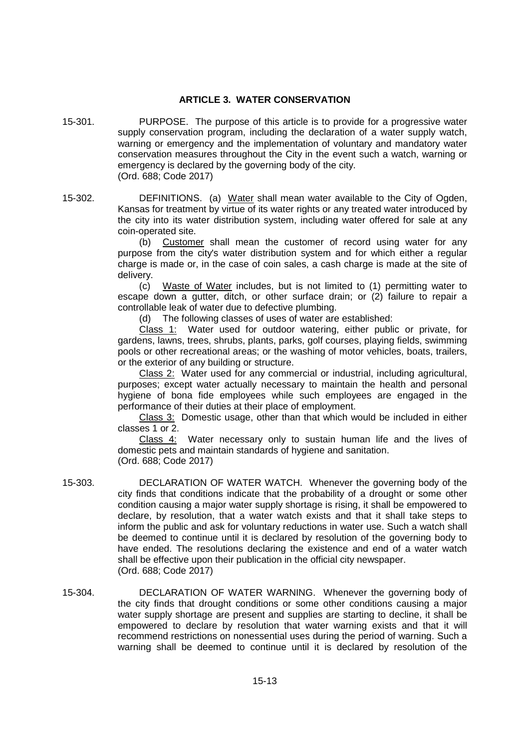## ARTICLE 3. WATER CONSERVATION

15-301. PURPOSE. The purpose of this article is to provide for a progressive water supply conservation program, including the declaration of a water supply watch, warning or emergency and the implementation of voluntary and mandatory water conservation measures throughout the City in the event such a watch, warning or emergency is declared by the governing body of the city.
(Ord. 688; Code 2017)

15-302. DEFINITIONS. (a) Water shall mean water available to the City of Ogden, Kansas for treatment by virtue of its water rights or any treated water introduced by the city into its water distribution system, including water offered for sale at any coin-operated site.

(b) Customer shall mean the customer of record using water for any purpose from the city's water distribution system and for which either a regular charge is made or, in the case of coin sales, a cash charge is made at the site of delivery.

(c) Waste of Water includes, but is not limited to (1) permitting water to escape down a gutter, ditch, or other surface drain; or (2) failure to repair a controllable leak of water due to defective plumbing.

(d) The following classes of uses of water are established:

Class 1: Water used for outdoor watering, either public or private, for gardens, lawns, trees, shrubs, plants, parks, golf courses, playing fields, swimming pools or other recreational areas; or the washing of motor vehicles, boats, trailers, or the exterior of any building or structure.

Class 2: Water used for any commercial or industrial, including agricultural, purposes; except water actually necessary to maintain the health and personal hygiene of bona fide employees while such employees are engaged in the performance of their duties at their place of employment.

Class 3: Domestic usage, other than that which would be included in either classes 1 or 2.

Class 4: Water necessary only to sustain human life and the lives of domestic pets and maintain standards of hygiene and sanitation.
(Ord. 688; Code 2017)

15-303. DECLARATION OF WATER WATCH. Whenever the governing body of the city finds that conditions indicate that the probability of a drought or some other condition causing a major water supply shortage is rising, it shall be empowered to declare, by resolution, that a water watch exists and that it shall take steps to inform the public and ask for voluntary reductions in water use. Such a watch shall be deemed to continue until it is declared by resolution of the governing body to have ended. The resolutions declaring the existence and end of a water watch shall be effective upon their publication in the official city newspaper.
(Ord. 688; Code 2017)

15-304. DECLARATION OF WATER WARNING. Whenever the governing body of the city finds that drought conditions or some other conditions causing a major water supply shortage are present and supplies are starting to decline, it shall be empowered to declare by resolution that water warning exists and that it will recommend restrictions on nonessential uses during the period of warning. Such a warning shall be deemed to continue until it is declared by resolution of the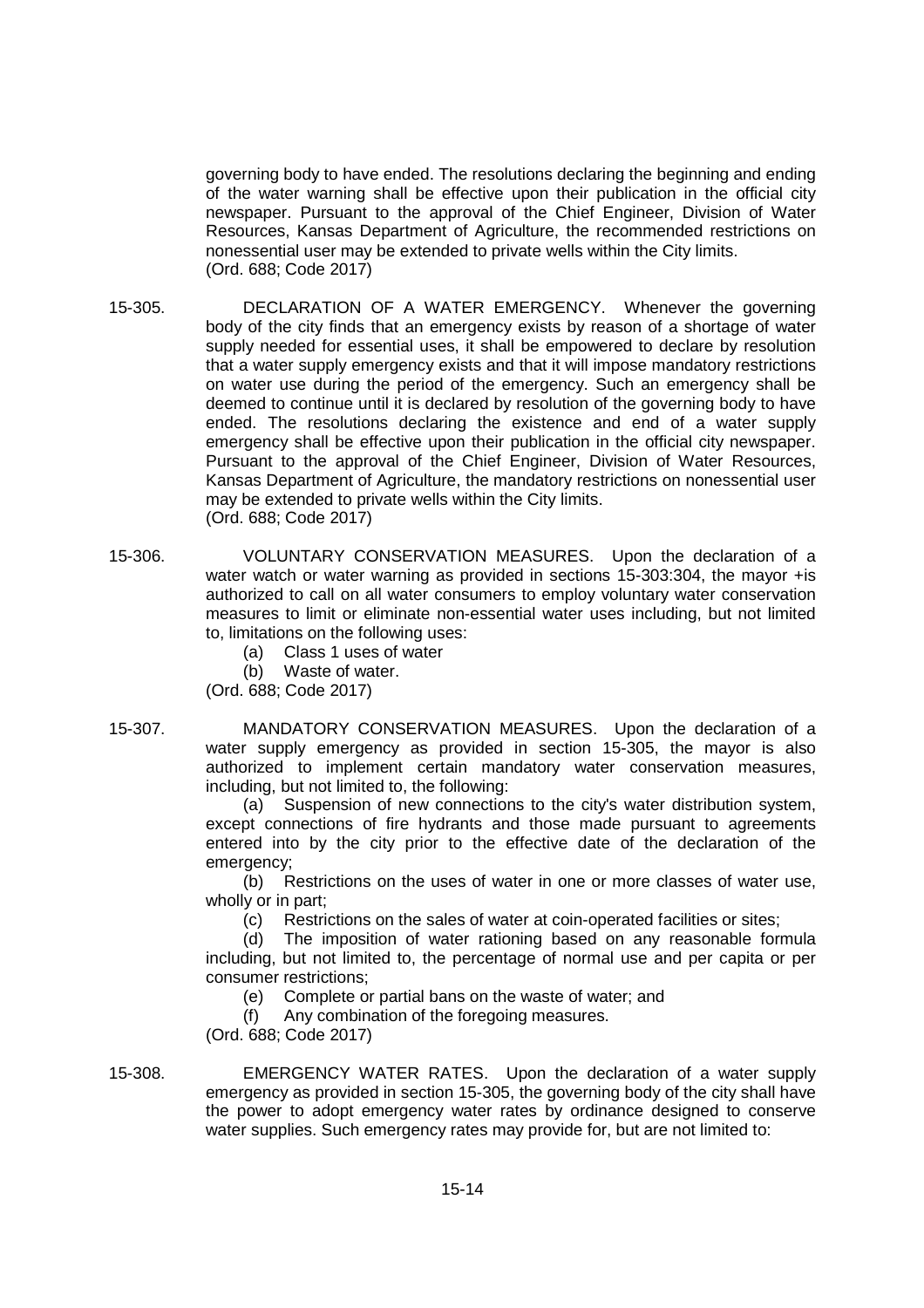governing body to have ended. The resolutions declaring the beginning and ending of the water warning shall be effective upon their publication in the official city newspaper. Pursuant to the approval of the Chief Engineer, Division of Water Resources, Kansas Department of Agriculture, the recommended restrictions on nonessential user may be extended to private wells within the City limits.
(Ord. 688; Code 2017)

15-305. DECLARATION OF A WATER EMERGENCY. Whenever the governing body of the city finds that an emergency exists by reason of a shortage of water supply needed for essential uses, it shall be empowered to declare by resolution that a water supply emergency exists and that it will impose mandatory restrictions on water use during the period of the emergency. Such an emergency shall be deemed to continue until it is declared by resolution of the governing body to have ended. The resolutions declaring the existence and end of a water supply emergency shall be effective upon their publication in the official city newspaper. Pursuant to the approval of the Chief Engineer, Division of Water Resources, Kansas Department of Agriculture, the mandatory restrictions on nonessential user may be extended to private wells within the City limits.
(Ord. 688; Code 2017)

15-306. VOLUNTARY CONSERVATION MEASURES. Upon the declaration of a water watch or water warning as provided in sections 15-303:304, the mayor +is authorized to call on all water consumers to employ voluntary water conservation measures to limit or eliminate non-essential water uses including, but not limited to, limitations on the following uses:

(a) Class 1 uses of water

(b) Waste of water.

(Ord. 688; Code 2017)

15-307. MANDATORY CONSERVATION MEASURES. Upon the declaration of a water supply emergency as provided in section 15-305, the mayor is also authorized to implement certain mandatory water conservation measures, including, but not limited to, the following:

(a) Suspension of new connections to the city's water distribution system, except connections of fire hydrants and those made pursuant to agreements entered into by the city prior to the effective date of the declaration of the emergency;

(b) Restrictions on the uses of water in one or more classes of water use, wholly or in part;

(c) Restrictions on the sales of water at coin-operated facilities or sites;

(d) The imposition of water rationing based on any reasonable formula including, but not limited to, the percentage of normal use and per capita or per consumer restrictions;

(e) Complete or partial bans on the waste of water; and

(f) Any combination of the foregoing measures.

(Ord. 688; Code 2017)

15-308. EMERGENCY WATER RATES. Upon the declaration of a water supply emergency as provided in section 15-305, the governing body of the city shall have the power to adopt emergency water rates by ordinance designed to conserve water supplies. Such emergency rates may provide for, but are not limited to: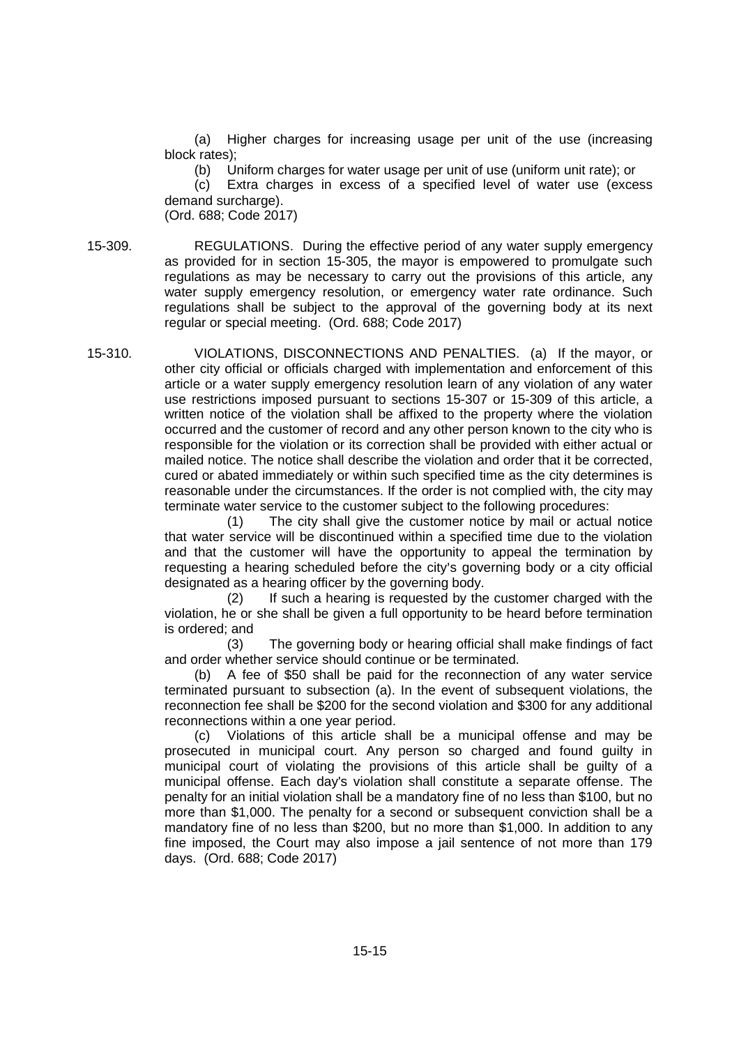(a) Higher charges for increasing usage per unit of the use (increasing block rates);

(b) Uniform charges for water usage per unit of use (uniform unit rate); or

(c) Extra charges in excess of a specified level of water use (excess demand surcharge).

(Ord. 688; Code 2017)

15-309. REGULATIONS. During the effective period of any water supply emergency as provided for in section 15-305, the mayor is empowered to promulgate such regulations as may be necessary to carry out the provisions of this article, any water supply emergency resolution, or emergency water rate ordinance. Such regulations shall be subject to the approval of the governing body at its next regular or special meeting. (Ord. 688; Code 2017)

15-310. VIOLATIONS, DISCONNECTIONS AND PENALTIES. (a) If the mayor, or other city official or officials charged with implementation and enforcement of this article or a water supply emergency resolution learn of any violation of any water use restrictions imposed pursuant to sections 15-307 or 15-309 of this article, a written notice of the violation shall be affixed to the property where the violation occurred and the customer of record and any other person known to the city who is responsible for the violation or its correction shall be provided with either actual or mailed notice. The notice shall describe the violation and order that it be corrected, cured or abated immediately or within such specified time as the city determines is reasonable under the circumstances. If the order is not complied with, the city may terminate water service to the customer subject to the following procedures:

(1) The city shall give the customer notice by mail or actual notice that water service will be discontinued within a specified time due to the violation and that the customer will have the opportunity to appeal the termination by requesting a hearing scheduled before the city's governing body or a city official designated as a hearing officer by the governing body.

(2) If such a hearing is requested by the customer charged with the violation, he or she shall be given a full opportunity to be heard before termination is ordered; and

(3) The governing body or hearing official shall make findings of fact and order whether service should continue or be terminated.

(b) A fee of $50 shall be paid for the reconnection of any water service terminated pursuant to subsection (a). In the event of subsequent violations, the reconnection fee shall be $200 for the second violation and $300 for any additional reconnections within a one year period.

(c) Violations of this article shall be a municipal offense and may be prosecuted in municipal court. Any person so charged and found guilty in municipal court of violating the provisions of this article shall be guilty of a municipal offense. Each day's violation shall constitute a separate offense. The penalty for an initial violation shall be a mandatory fine of no less than $100, but no more than $1,000. The penalty for a second or subsequent conviction shall be a mandatory fine of no less than $200, but no more than $1,000. In addition to any fine imposed, the Court may also impose a jail sentence of not more than 179 days. (Ord. 688; Code 2017)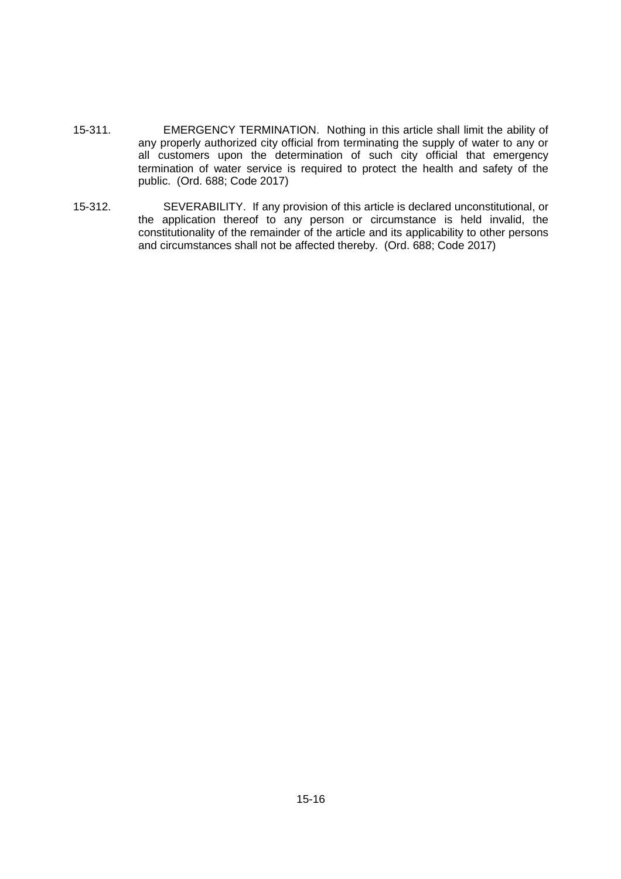15-311. EMERGENCY TERMINATION. Nothing in this article shall limit the ability of any properly authorized city official from terminating the supply of water to any or all customers upon the determination of such city official that emergency termination of water service is required to protect the health and safety of the public. (Ord. 688; Code 2017)

15-312. SEVERABILITY. If any provision of this article is declared unconstitutional, or the application thereof to any person or circumstance is held invalid, the constitutionality of the remainder of the article and its applicability to other persons and circumstances shall not be affected thereby. (Ord. 688; Code 2017)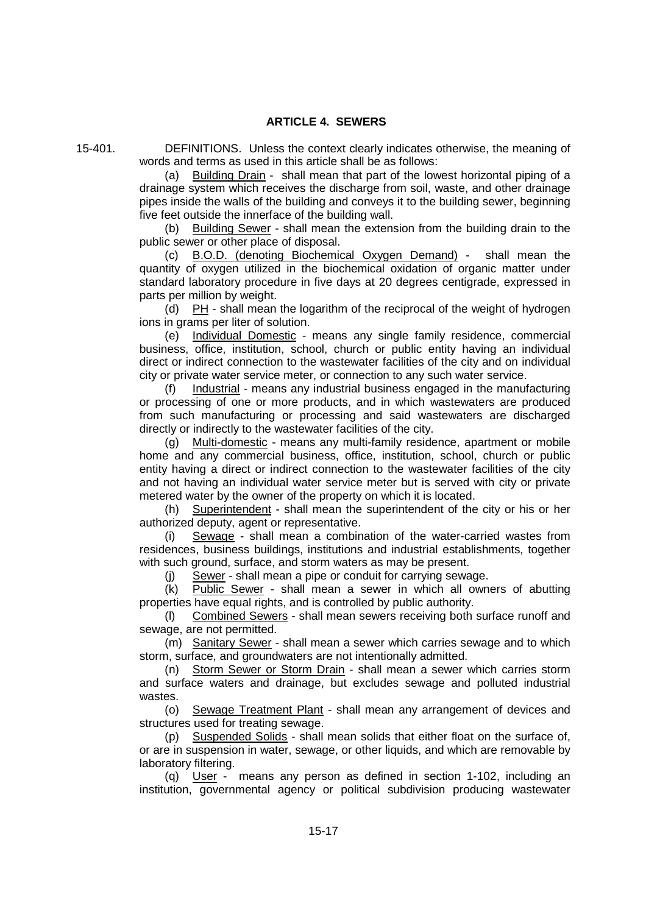## ARTICLE 4. SEWERS

15-401. DEFINITIONS. Unless the context clearly indicates otherwise, the meaning of words and terms as used in this article shall be as follows:

(a) Building Drain - shall mean that part of the lowest horizontal piping of a drainage system which receives the discharge from soil, waste, and other drainage pipes inside the walls of the building and conveys it to the building sewer, beginning five feet outside the innerface of the building wall.

(b) Building Sewer - shall mean the extension from the building drain to the public sewer or other place of disposal.

(c) B.O.D. (denoting Biochemical Oxygen Demand) - shall mean the quantity of oxygen utilized in the biochemical oxidation of organic matter under standard laboratory procedure in five days at 20 degrees centigrade, expressed in parts per million by weight.

(d) PH - shall mean the logarithm of the reciprocal of the weight of hydrogen ions in grams per liter of solution.

(e) Individual Domestic - means any single family residence, commercial business, office, institution, school, church or public entity having an individual direct or indirect connection to the wastewater facilities of the city and on individual city or private water service meter, or connection to any such water service.

(f) Industrial - means any industrial business engaged in the manufacturing or processing of one or more products, and in which wastewaters are produced from such manufacturing or processing and said wastewaters are discharged directly or indirectly to the wastewater facilities of the city.

(g) Multi-domestic - means any multi-family residence, apartment or mobile home and any commercial business, office, institution, school, church or public entity having a direct or indirect connection to the wastewater facilities of the city and not having an individual water service meter but is served with city or private metered water by the owner of the property on which it is located.

(h) Superintendent - shall mean the superintendent of the city or his or her authorized deputy, agent or representative.

(i) Sewage - shall mean a combination of the water-carried wastes from residences, business buildings, institutions and industrial establishments, together with such ground, surface, and storm waters as may be present.

(j) Sewer - shall mean a pipe or conduit for carrying sewage.

(k) Public Sewer - shall mean a sewer in which all owners of abutting properties have equal rights, and is controlled by public authority.

(l) Combined Sewers - shall mean sewers receiving both surface runoff and sewage, are not permitted.

(m) Sanitary Sewer - shall mean a sewer which carries sewage and to which storm, surface, and groundwaters are not intentionally admitted.

(n) Storm Sewer or Storm Drain - shall mean a sewer which carries storm and surface waters and drainage, but excludes sewage and polluted industrial wastes.

(o) Sewage Treatment Plant - shall mean any arrangement of devices and structures used for treating sewage.

(p) Suspended Solids - shall mean solids that either float on the surface of, or are in suspension in water, sewage, or other liquids, and which are removable by laboratory filtering.

(q) User - means any person as defined in section 1-102, including an institution, governmental agency or political subdivision producing wastewater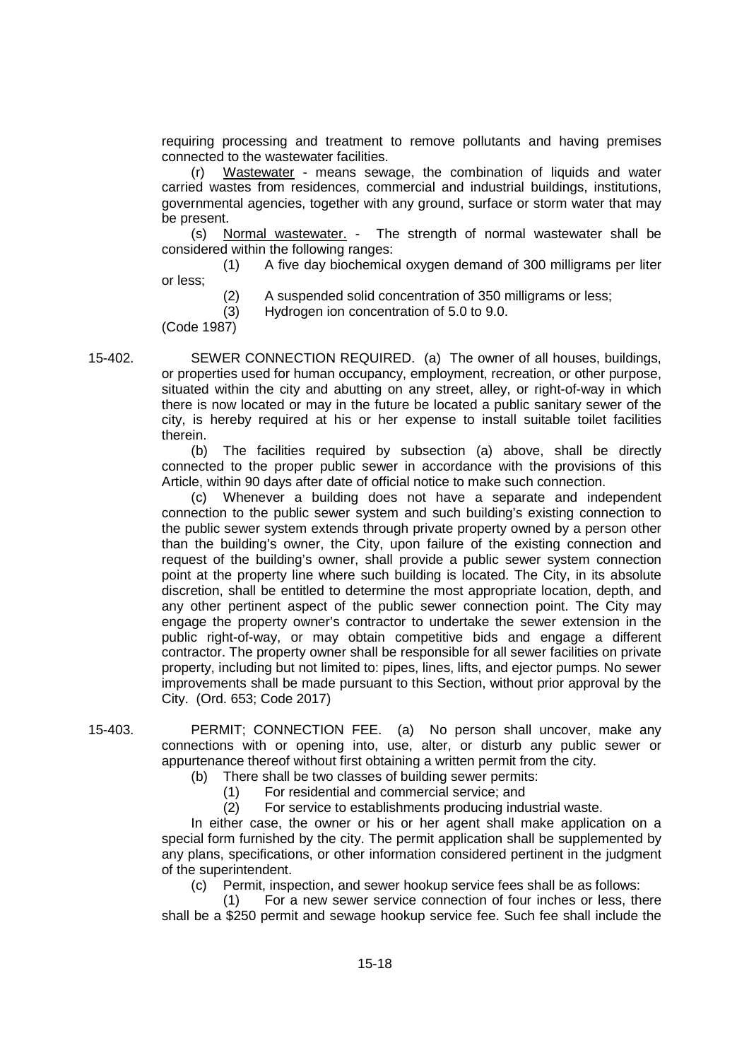requiring processing and treatment to remove pollutants and having premises connected to the wastewater facilities.

(r) Wastewater - means sewage, the combination of liquids and water carried wastes from residences, commercial and industrial buildings, institutions, governmental agencies, together with any ground, surface or storm water that may be present.

(s) Normal wastewater. - The strength of normal wastewater shall be considered within the following ranges:

(1) A five day biochemical oxygen demand of 300 milligrams per liter or less;

(2) A suspended solid concentration of 350 milligrams or less;

(3) Hydrogen ion concentration of 5.0 to 9.0.

(Code 1987)

15-402. SEWER CONNECTION REQUIRED. (a) The owner of all houses, buildings, or properties used for human occupancy, employment, recreation, or other purpose, situated within the city and abutting on any street, alley, or right-of-way in which there is now located or may in the future be located a public sanitary sewer of the city, is hereby required at his or her expense to install suitable toilet facilities therein.

(b) The facilities required by subsection (a) above, shall be directly connected to the proper public sewer in accordance with the provisions of this Article, within 90 days after date of official notice to make such connection.

(c) Whenever a building does not have a separate and independent connection to the public sewer system and such building's existing connection to the public sewer system extends through private property owned by a person other than the building's owner, the City, upon failure of the existing connection and request of the building's owner, shall provide a public sewer system connection point at the property line where such building is located. The City, in its absolute discretion, shall be entitled to determine the most appropriate location, depth, and any other pertinent aspect of the public sewer connection point. The City may engage the property owner's contractor to undertake the sewer extension in the public right-of-way, or may obtain competitive bids and engage a different contractor. The property owner shall be responsible for all sewer facilities on private property, including but not limited to: pipes, lines, lifts, and ejector pumps. No sewer improvements shall be made pursuant to this Section, without prior approval by the City. (Ord. 653; Code 2017)

15-403. PERMIT; CONNECTION FEE. (a) No person shall uncover, make any connections with or opening into, use, alter, or disturb any public sewer or appurtenance thereof without first obtaining a written permit from the city.

(b) There shall be two classes of building sewer permits:

(1) For residential and commercial service; and

(2) For service to establishments producing industrial waste.

In either case, the owner or his or her agent shall make application on a special form furnished by the city. The permit application shall be supplemented by any plans, specifications, or other information considered pertinent in the judgment of the superintendent.

(c) Permit, inspection, and sewer hookup service fees shall be as follows:

(1) For a new sewer service connection of four inches or less, there shall be a $250 permit and sewage hookup service fee. Such fee shall include the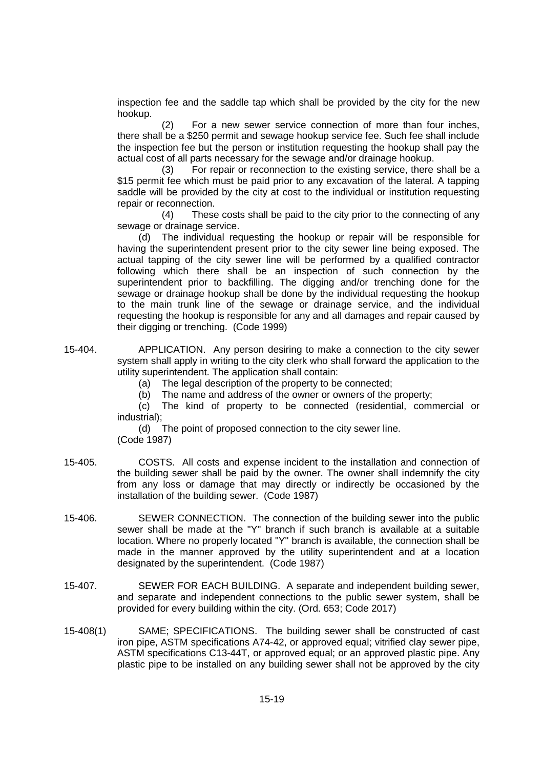inspection fee and the saddle tap which shall be provided by the city for the new hookup.

(2) For a new sewer service connection of more than four inches, there shall be a $250 permit and sewage hookup service fee. Such fee shall include the inspection fee but the person or institution requesting the hookup shall pay the actual cost of all parts necessary for the sewage and/or drainage hookup.

(3) For repair or reconnection to the existing service, there shall be a $15 permit fee which must be paid prior to any excavation of the lateral. A tapping saddle will be provided by the city at cost to the individual or institution requesting repair or reconnection.

(4) These costs shall be paid to the city prior to the connecting of any sewage or drainage service.

(d) The individual requesting the hookup or repair will be responsible for having the superintendent present prior to the city sewer line being exposed. The actual tapping of the city sewer line will be performed by a qualified contractor following which there shall be an inspection of such connection by the superintendent prior to backfilling. The digging and/or trenching done for the sewage or drainage hookup shall be done by the individual requesting the hookup to the main trunk line of the sewage or drainage service, and the individual requesting the hookup is responsible for any and all damages and repair caused by their digging or trenching. (Code 1999)

15-404. APPLICATION. Any person desiring to make a connection to the city sewer system shall apply in writing to the city clerk who shall forward the application to the utility superintendent. The application shall contain:

(a) The legal description of the property to be connected;

(b) The name and address of the owner or owners of the property;

(c) The kind of property to be connected (residential, commercial or industrial);

(d) The point of proposed connection to the city sewer line.

(Code 1987)

15-405. COSTS. All costs and expense incident to the installation and connection of the building sewer shall be paid by the owner. The owner shall indemnify the city from any loss or damage that may directly or indirectly be occasioned by the installation of the building sewer. (Code 1987)

15-406. SEWER CONNECTION. The connection of the building sewer into the public sewer shall be made at the "Y" branch if such branch is available at a suitable location. Where no properly located "Y" branch is available, the connection shall be made in the manner approved by the utility superintendent and at a location designated by the superintendent. (Code 1987)

15-407. SEWER FOR EACH BUILDING. A separate and independent building sewer, and separate and independent connections to the public sewer system, shall be provided for every building within the city. (Ord. 653; Code 2017)

15-408(1) SAME; SPECIFICATIONS. The building sewer shall be constructed of cast iron pipe, ASTM specifications A74-42, or approved equal; vitrified clay sewer pipe, ASTM specifications C13-44T, or approved equal; or an approved plastic pipe. Any plastic pipe to be installed on any building sewer shall not be approved by the city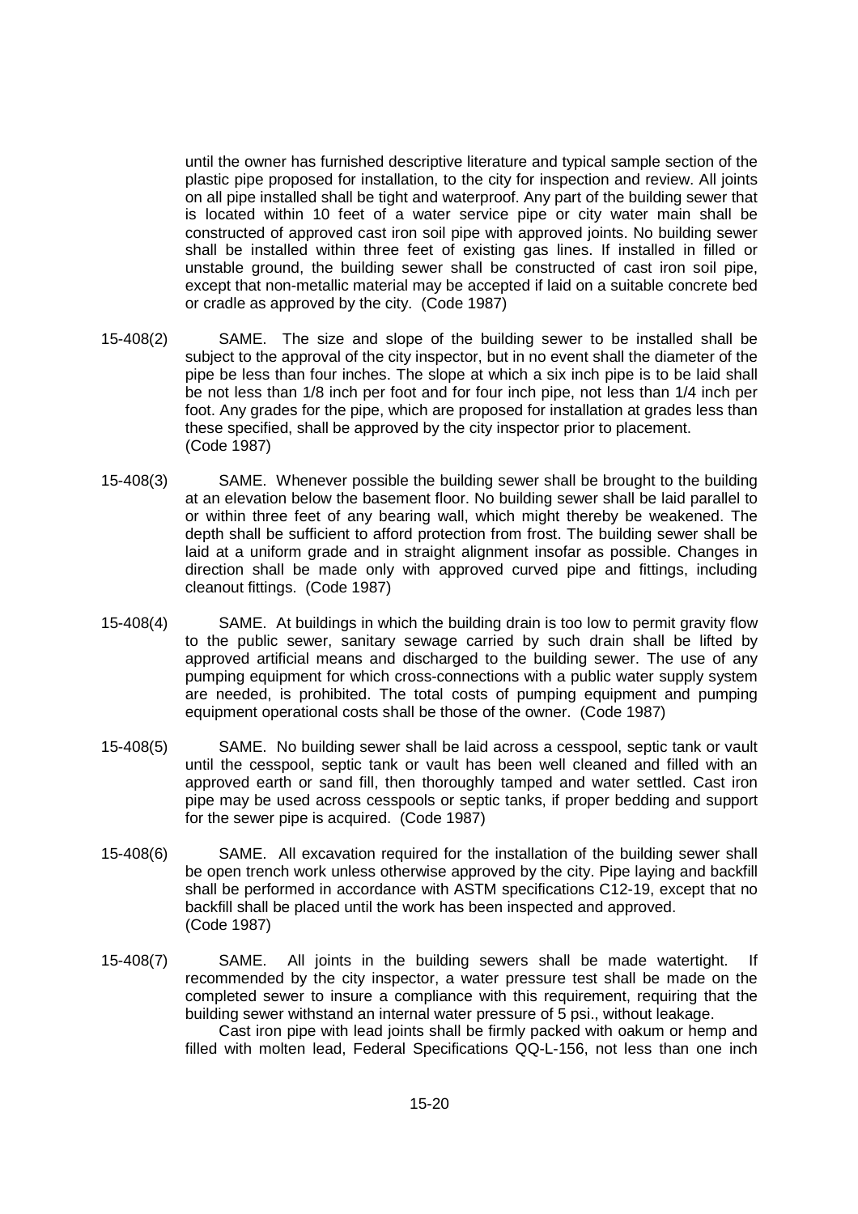until the owner has furnished descriptive literature and typical sample section of the plastic pipe proposed for installation, to the city for inspection and review. All joints on all pipe installed shall be tight and waterproof. Any part of the building sewer that is located within 10 feet of a water service pipe or city water main shall be constructed of approved cast iron soil pipe with approved joints. No building sewer shall be installed within three feet of existing gas lines. If installed in filled or unstable ground, the building sewer shall be constructed of cast iron soil pipe, except that non-metallic material may be accepted if laid on a suitable concrete bed or cradle as approved by the city. (Code 1987)

15-408(2) SAME. The size and slope of the building sewer to be installed shall be subject to the approval of the city inspector, but in no event shall the diameter of the pipe be less than four inches. The slope at which a six inch pipe is to be laid shall be not less than 1/8 inch per foot and for four inch pipe, not less than 1/4 inch per foot. Any grades for the pipe, which are proposed for installation at grades less than these specified, shall be approved by the city inspector prior to placement. (Code 1987)

15-408(3) SAME. Whenever possible the building sewer shall be brought to the building at an elevation below the basement floor. No building sewer shall be laid parallel to or within three feet of any bearing wall, which might thereby be weakened. The depth shall be sufficient to afford protection from frost. The building sewer shall be laid at a uniform grade and in straight alignment insofar as possible. Changes in direction shall be made only with approved curved pipe and fittings, including cleanout fittings. (Code 1987)

15-408(4) SAME. At buildings in which the building drain is too low to permit gravity flow to the public sewer, sanitary sewage carried by such drain shall be lifted by approved artificial means and discharged to the building sewer. The use of any pumping equipment for which cross-connections with a public water supply system are needed, is prohibited. The total costs of pumping equipment and pumping equipment operational costs shall be those of the owner. (Code 1987)

15-408(5) SAME. No building sewer shall be laid across a cesspool, septic tank or vault until the cesspool, septic tank or vault has been well cleaned and filled with an approved earth or sand fill, then thoroughly tamped and water settled. Cast iron pipe may be used across cesspools or septic tanks, if proper bedding and support for the sewer pipe is acquired. (Code 1987)

15-408(6) SAME. All excavation required for the installation of the building sewer shall be open trench work unless otherwise approved by the city. Pipe laying and backfill shall be performed in accordance with ASTM specifications C12-19, except that no backfill shall be placed until the work has been inspected and approved. (Code 1987)

15-408(7) SAME. All joints in the building sewers shall be made watertight. If recommended by the city inspector, a water pressure test shall be made on the completed sewer to insure a compliance with this requirement, requiring that the building sewer withstand an internal water pressure of 5 psi., without leakage.

Cast iron pipe with lead joints shall be firmly packed with oakum or hemp and filled with molten lead, Federal Specifications QQ-L-156, not less than one inch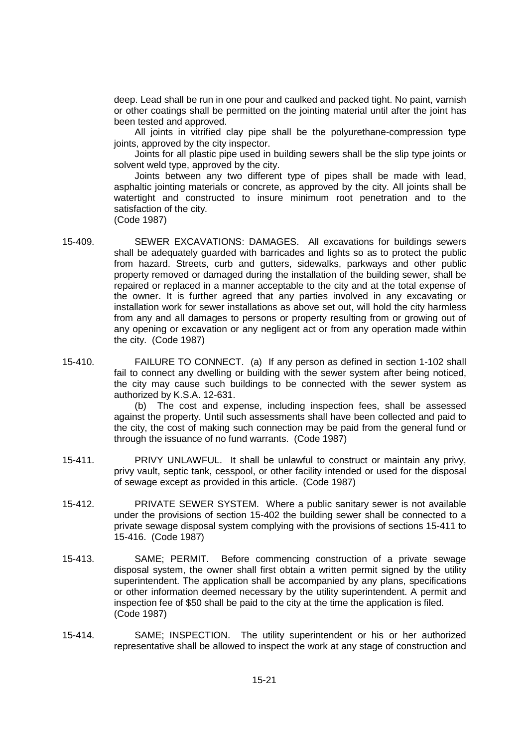deep. Lead shall be run in one pour and caulked and packed tight. No paint, varnish or other coatings shall be permitted on the jointing material until after the joint has been tested and approved.

All joints in vitrified clay pipe shall be the polyurethane-compression type joints, approved by the city inspector.

Joints for all plastic pipe used in building sewers shall be the slip type joints or solvent weld type, approved by the city.

Joints between any two different type of pipes shall be made with lead, asphaltic jointing materials or concrete, as approved by the city. All joints shall be watertight and constructed to insure minimum root penetration and to the satisfaction of the city.
(Code 1987)

15-409. SEWER EXCAVATIONS: DAMAGES. All excavations for buildings sewers shall be adequately guarded with barricades and lights so as to protect the public from hazard. Streets, curb and gutters, sidewalks, parkways and other public property removed or damaged during the installation of the building sewer, shall be repaired or replaced in a manner acceptable to the city and at the total expense of the owner. It is further agreed that any parties involved in any excavating or installation work for sewer installations as above set out, will hold the city harmless from any and all damages to persons or property resulting from or growing out of any opening or excavation or any negligent act or from any operation made within the city. (Code 1987)

15-410. FAILURE TO CONNECT. (a) If any person as defined in section 1-102 shall fail to connect any dwelling or building with the sewer system after being noticed, the city may cause such buildings to be connected with the sewer system as authorized by K.S.A. 12-631.

(b) The cost and expense, including inspection fees, shall be assessed against the property. Until such assessments shall have been collected and paid to the city, the cost of making such connection may be paid from the general fund or through the issuance of no fund warrants. (Code 1987)

15-411. PRIVY UNLAWFUL. It shall be unlawful to construct or maintain any privy, privy vault, septic tank, cesspool, or other facility intended or used for the disposal of sewage except as provided in this article. (Code 1987)

15-412. PRIVATE SEWER SYSTEM. Where a public sanitary sewer is not available under the provisions of section 15-402 the building sewer shall be connected to a private sewage disposal system complying with the provisions of sections 15-411 to 15-416. (Code 1987)

15-413. SAME; PERMIT. Before commencing construction of a private sewage disposal system, the owner shall first obtain a written permit signed by the utility superintendent. The application shall be accompanied by any plans, specifications or other information deemed necessary by the utility superintendent. A permit and inspection fee of $50 shall be paid to the city at the time the application is filed.
(Code 1987)

15-414. SAME; INSPECTION. The utility superintendent or his or her authorized representative shall be allowed to inspect the work at any stage of construction and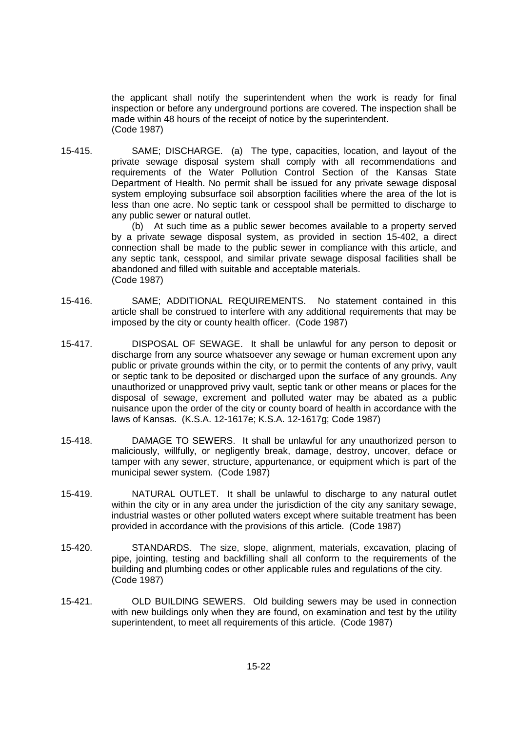the applicant shall notify the superintendent when the work is ready for final inspection or before any underground portions are covered. The inspection shall be made within 48 hours of the receipt of notice by the superintendent.
(Code 1987)

15-415. SAME; DISCHARGE. (a) The type, capacities, location, and layout of the private sewage disposal system shall comply with all recommendations and requirements of the Water Pollution Control Section of the Kansas State Department of Health. No permit shall be issued for any private sewage disposal system employing subsurface soil absorption facilities where the area of the lot is less than one acre. No septic tank or cesspool shall be permitted to discharge to any public sewer or natural outlet.

(b) At such time as a public sewer becomes available to a property served by a private sewage disposal system, as provided in section 15-402, a direct connection shall be made to the public sewer in compliance with this article, and any septic tank, cesspool, and similar private sewage disposal facilities shall be abandoned and filled with suitable and acceptable materials.
(Code 1987)

15-416. SAME; ADDITIONAL REQUIREMENTS. No statement contained in this article shall be construed to interfere with any additional requirements that may be imposed by the city or county health officer. (Code 1987)

15-417. DISPOSAL OF SEWAGE. It shall be unlawful for any person to deposit or discharge from any source whatsoever any sewage or human excrement upon any public or private grounds within the city, or to permit the contents of any privy, vault or septic tank to be deposited or discharged upon the surface of any grounds. Any unauthorized or unapproved privy vault, septic tank or other means or places for the disposal of sewage, excrement and polluted water may be abated as a public nuisance upon the order of the city or county board of health in accordance with the laws of Kansas. (K.S.A. 12-1617e; K.S.A. 12-1617g; Code 1987)

15-418. DAMAGE TO SEWERS. It shall be unlawful for any unauthorized person to maliciously, willfully, or negligently break, damage, destroy, uncover, deface or tamper with any sewer, structure, appurtenance, or equipment which is part of the municipal sewer system. (Code 1987)

15-419. NATURAL OUTLET. It shall be unlawful to discharge to any natural outlet within the city or in any area under the jurisdiction of the city any sanitary sewage, industrial wastes or other polluted waters except where suitable treatment has been provided in accordance with the provisions of this article. (Code 1987)

15-420. STANDARDS. The size, slope, alignment, materials, excavation, placing of pipe, jointing, testing and backfilling shall all conform to the requirements of the building and plumbing codes or other applicable rules and regulations of the city.
(Code 1987)

15-421. OLD BUILDING SEWERS. Old building sewers may be used in connection with new buildings only when they are found, on examination and test by the utility superintendent, to meet all requirements of this article. (Code 1987)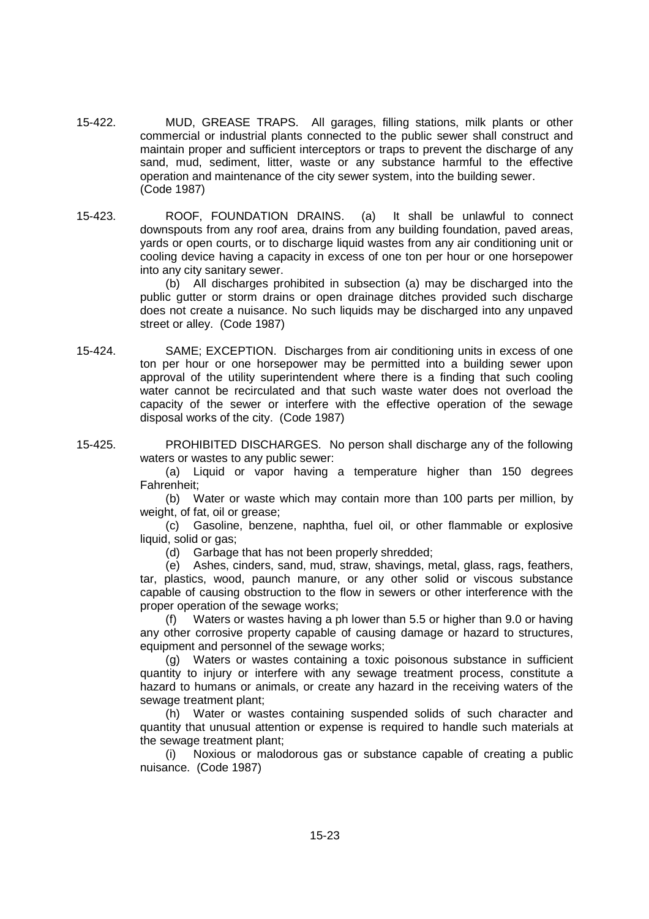15-422. MUD, GREASE TRAPS. All garages, filling stations, milk plants or other commercial or industrial plants connected to the public sewer shall construct and maintain proper and sufficient interceptors or traps to prevent the discharge of any sand, mud, sediment, litter, waste or any substance harmful to the effective operation and maintenance of the city sewer system, into the building sewer. (Code 1987)

15-423. ROOF, FOUNDATION DRAINS. (a) It shall be unlawful to connect downspouts from any roof area, drains from any building foundation, paved areas, yards or open courts, or to discharge liquid wastes from any air conditioning unit or cooling device having a capacity in excess of one ton per hour or one horsepower into any city sanitary sewer.

(b) All discharges prohibited in subsection (a) may be discharged into the public gutter or storm drains or open drainage ditches provided such discharge does not create a nuisance. No such liquids may be discharged into any unpaved street or alley. (Code 1987)

15-424. SAME; EXCEPTION. Discharges from air conditioning units in excess of one ton per hour or one horsepower may be permitted into a building sewer upon approval of the utility superintendent where there is a finding that such cooling water cannot be recirculated and that such waste water does not overload the capacity of the sewer or interfere with the effective operation of the sewage disposal works of the city. (Code 1987)

15-425. PROHIBITED DISCHARGES. No person shall discharge any of the following waters or wastes to any public sewer:

(a) Liquid or vapor having a temperature higher than 150 degrees Fahrenheit;

(b) Water or waste which may contain more than 100 parts per million, by weight, of fat, oil or grease;

(c) Gasoline, benzene, naphtha, fuel oil, or other flammable or explosive liquid, solid or gas;

(d) Garbage that has not been properly shredded;

(e) Ashes, cinders, sand, mud, straw, shavings, metal, glass, rags, feathers, tar, plastics, wood, paunch manure, or any other solid or viscous substance capable of causing obstruction to the flow in sewers or other interference with the proper operation of the sewage works;

(f) Waters or wastes having a ph lower than 5.5 or higher than 9.0 or having any other corrosive property capable of causing damage or hazard to structures, equipment and personnel of the sewage works;

(g) Waters or wastes containing a toxic poisonous substance in sufficient quantity to injury or interfere with any sewage treatment process, constitute a hazard to humans or animals, or create any hazard in the receiving waters of the sewage treatment plant;

(h) Water or wastes containing suspended solids of such character and quantity that unusual attention or expense is required to handle such materials at the sewage treatment plant;

(i) Noxious or malodorous gas or substance capable of creating a public nuisance. (Code 1987)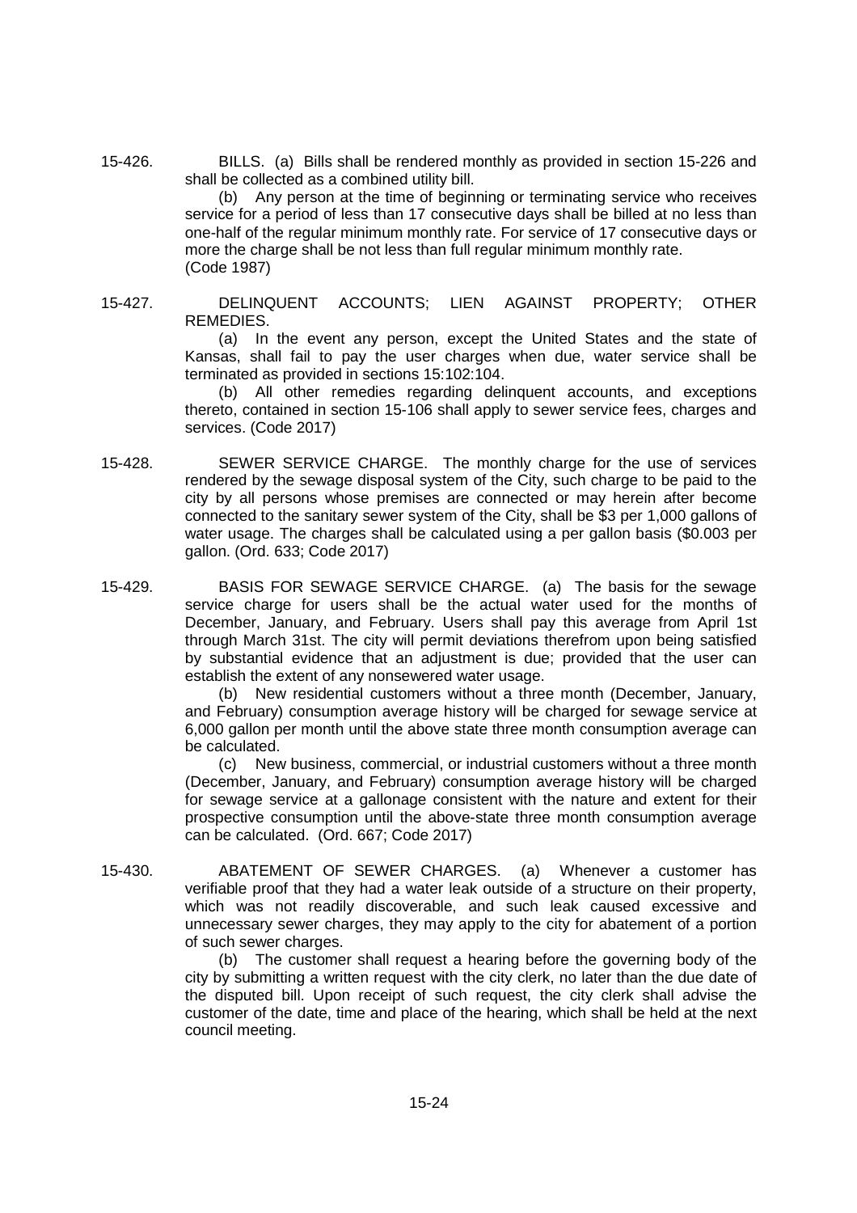15-426. BILLS. (a) Bills shall be rendered monthly as provided in section 15-226 and shall be collected as a combined utility bill.

(b) Any person at the time of beginning or terminating service who receives service for a period of less than 17 consecutive days shall be billed at no less than one-half of the regular minimum monthly rate. For service of 17 consecutive days or more the charge shall be not less than full regular minimum monthly rate.
(Code 1987)

15-427. DELINQUENT ACCOUNTS; LIEN AGAINST PROPERTY; OTHER REMEDIES.

(a) In the event any person, except the United States and the state of Kansas, shall fail to pay the user charges when due, water service shall be terminated as provided in sections 15:102:104.

(b) All other remedies regarding delinquent accounts, and exceptions thereto, contained in section 15-106 shall apply to sewer service fees, charges and services. (Code 2017)

15-428. SEWER SERVICE CHARGE. The monthly charge for the use of services rendered by the sewage disposal system of the City, such charge to be paid to the city by all persons whose premises are connected or may herein after become connected to the sanitary sewer system of the City, shall be $3 per 1,000 gallons of water usage. The charges shall be calculated using a per gallon basis ($0.003 per gallon. (Ord. 633; Code 2017)

15-429. BASIS FOR SEWAGE SERVICE CHARGE. (a) The basis for the sewage service charge for users shall be the actual water used for the months of December, January, and February. Users shall pay this average from April 1st through March 31st. The city will permit deviations therefrom upon being satisfied by substantial evidence that an adjustment is due; provided that the user can establish the extent of any nonsewered water usage.

(b) New residential customers without a three month (December, January, and February) consumption average history will be charged for sewage service at 6,000 gallon per month until the above state three month consumption average can be calculated.

(c) New business, commercial, or industrial customers without a three month (December, January, and February) consumption average history will be charged for sewage service at a gallonage consistent with the nature and extent for their prospective consumption until the above-state three month consumption average can be calculated. (Ord. 667; Code 2017)

15-430. ABATEMENT OF SEWER CHARGES. (a) Whenever a customer has verifiable proof that they had a water leak outside of a structure on their property, which was not readily discoverable, and such leak caused excessive and unnecessary sewer charges, they may apply to the city for abatement of a portion of such sewer charges.

(b) The customer shall request a hearing before the governing body of the city by submitting a written request with the city clerk, no later than the due date of the disputed bill. Upon receipt of such request, the city clerk shall advise the customer of the date, time and place of the hearing, which shall be held at the next council meeting.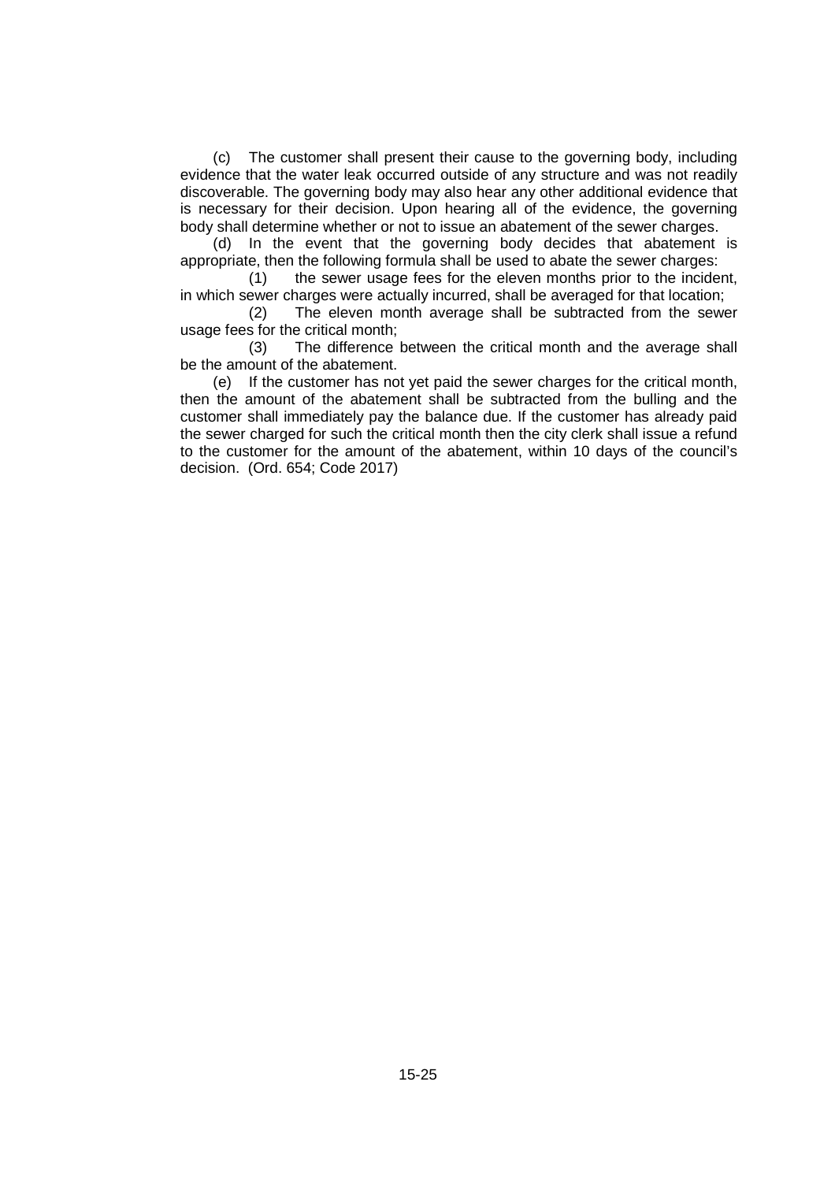(c) The customer shall present their cause to the governing body, including evidence that the water leak occurred outside of any structure and was not readily discoverable. The governing body may also hear any other additional evidence that is necessary for their decision. Upon hearing all of the evidence, the governing body shall determine whether or not to issue an abatement of the sewer charges.

(d) In the event that the governing body decides that abatement is appropriate, then the following formula shall be used to abate the sewer charges:

(1) the sewer usage fees for the eleven months prior to the incident, in which sewer charges were actually incurred, shall be averaged for that location;

(2) The eleven month average shall be subtracted from the sewer usage fees for the critical month;

(3) The difference between the critical month and the average shall be the amount of the abatement.

(e) If the customer has not yet paid the sewer charges for the critical month, then the amount of the abatement shall be subtracted from the bulling and the customer shall immediately pay the balance due. If the customer has already paid the sewer charged for such the critical month then the city clerk shall issue a refund to the customer for the amount of the abatement, within 10 days of the council's decision. (Ord. 654; Code 2017)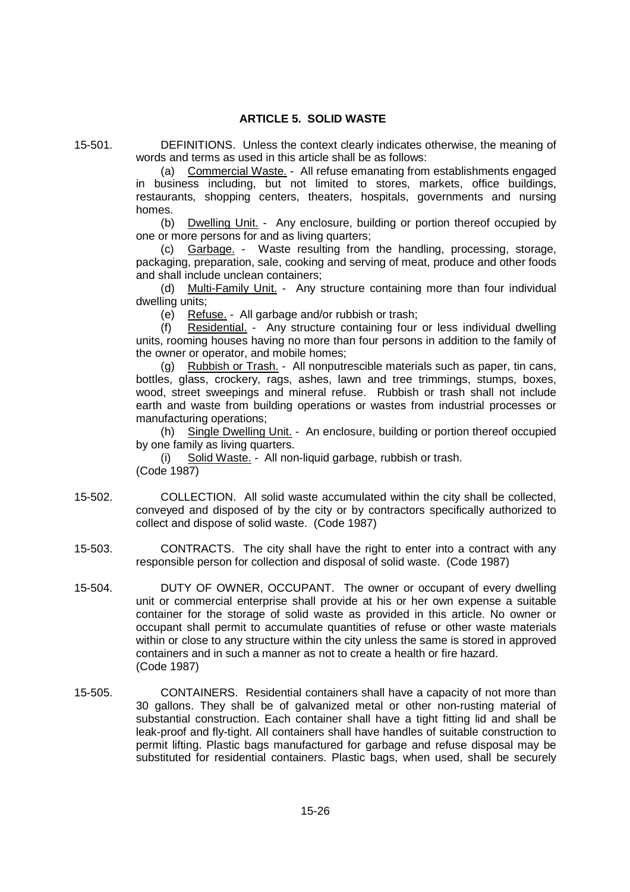## ARTICLE 5. SOLID WASTE

15-501. DEFINITIONS. Unless the context clearly indicates otherwise, the meaning of words and terms as used in this article shall be as follows:

(a) Commercial Waste. - All refuse emanating from establishments engaged in business including, but not limited to stores, markets, office buildings, restaurants, shopping centers, theaters, hospitals, governments and nursing homes.

(b) Dwelling Unit. - Any enclosure, building or portion thereof occupied by one or more persons for and as living quarters;

(c) Garbage. - Waste resulting from the handling, processing, storage, packaging, preparation, sale, cooking and serving of meat, produce and other foods and shall include unclean containers;

(d) Multi-Family Unit. - Any structure containing more than four individual dwelling units;

(e) Refuse. - All garbage and/or rubbish or trash;

(f) Residential. - Any structure containing four or less individual dwelling units, rooming houses having no more than four persons in addition to the family of the owner or operator, and mobile homes;

(g) Rubbish or Trash. - All nonputrescible materials such as paper, tin cans, bottles, glass, crockery, rags, ashes, lawn and tree trimmings, stumps, boxes, wood, street sweepings and mineral refuse. Rubbish or trash shall not include earth and waste from building operations or wastes from industrial processes or manufacturing operations;

(h) Single Dwelling Unit. - An enclosure, building or portion thereof occupied by one family as living quarters.

(i) Solid Waste. - All non-liquid garbage, rubbish or trash.

(Code 1987)

15-502. COLLECTION. All solid waste accumulated within the city shall be collected, conveyed and disposed of by the city or by contractors specifically authorized to collect and dispose of solid waste. (Code 1987)

15-503. CONTRACTS. The city shall have the right to enter into a contract with any responsible person for collection and disposal of solid waste. (Code 1987)

15-504. DUTY OF OWNER, OCCUPANT. The owner or occupant of every dwelling unit or commercial enterprise shall provide at his or her own expense a suitable container for the storage of solid waste as provided in this article. No owner or occupant shall permit to accumulate quantities of refuse or other waste materials within or close to any structure within the city unless the same is stored in approved containers and in such a manner as not to create a health or fire hazard. (Code 1987)

15-505. CONTAINERS. Residential containers shall have a capacity of not more than 30 gallons. They shall be of galvanized metal or other non-rusting material of substantial construction. Each container shall have a tight fitting lid and shall be leak-proof and fly-tight. All containers shall have handles of suitable construction to permit lifting. Plastic bags manufactured for garbage and refuse disposal may be substituted for residential containers. Plastic bags, when used, shall be securely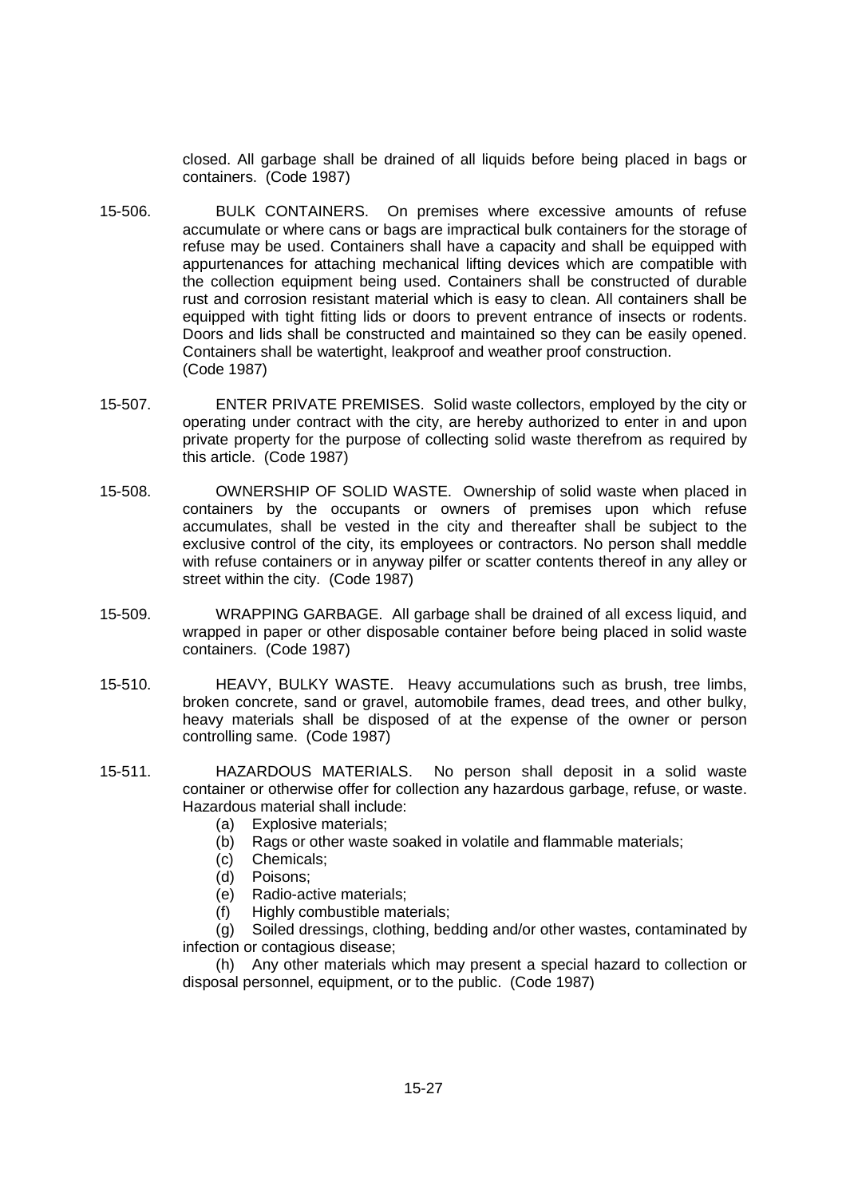closed. All garbage shall be drained of all liquids before being placed in bags or containers. (Code 1987)

15-506. BULK CONTAINERS. On premises where excessive amounts of refuse accumulate or where cans or bags are impractical bulk containers for the storage of refuse may be used. Containers shall have a capacity and shall be equipped with appurtenances for attaching mechanical lifting devices which are compatible with the collection equipment being used. Containers shall be constructed of durable rust and corrosion resistant material which is easy to clean. All containers shall be equipped with tight fitting lids or doors to prevent entrance of insects or rodents. Doors and lids shall be constructed and maintained so they can be easily opened. Containers shall be watertight, leakproof and weather proof construction. (Code 1987)

15-507. ENTER PRIVATE PREMISES. Solid waste collectors, employed by the city or operating under contract with the city, are hereby authorized to enter in and upon private property for the purpose of collecting solid waste therefrom as required by this article. (Code 1987)

15-508. OWNERSHIP OF SOLID WASTE. Ownership of solid waste when placed in containers by the occupants or owners of premises upon which refuse accumulates, shall be vested in the city and thereafter shall be subject to the exclusive control of the city, its employees or contractors. No person shall meddle with refuse containers or in anyway pilfer or scatter contents thereof in any alley or street within the city. (Code 1987)

15-509. WRAPPING GARBAGE. All garbage shall be drained of all excess liquid, and wrapped in paper or other disposable container before being placed in solid waste containers. (Code 1987)

15-510. HEAVY, BULKY WASTE. Heavy accumulations such as brush, tree limbs, broken concrete, sand or gravel, automobile frames, dead trees, and other bulky, heavy materials shall be disposed of at the expense of the owner or person controlling same. (Code 1987)

15-511. HAZARDOUS MATERIALS. No person shall deposit in a solid waste container or otherwise offer for collection any hazardous garbage, refuse, or waste. Hazardous material shall include:

(a) Explosive materials;

(b) Rags or other waste soaked in volatile and flammable materials;

(c) Chemicals;

(d) Poisons;

(e) Radio-active materials;

(f) Highly combustible materials;

(g) Soiled dressings, clothing, bedding and/or other wastes, contaminated by infection or contagious disease;

(h) Any other materials which may present a special hazard to collection or disposal personnel, equipment, or to the public. (Code 1987)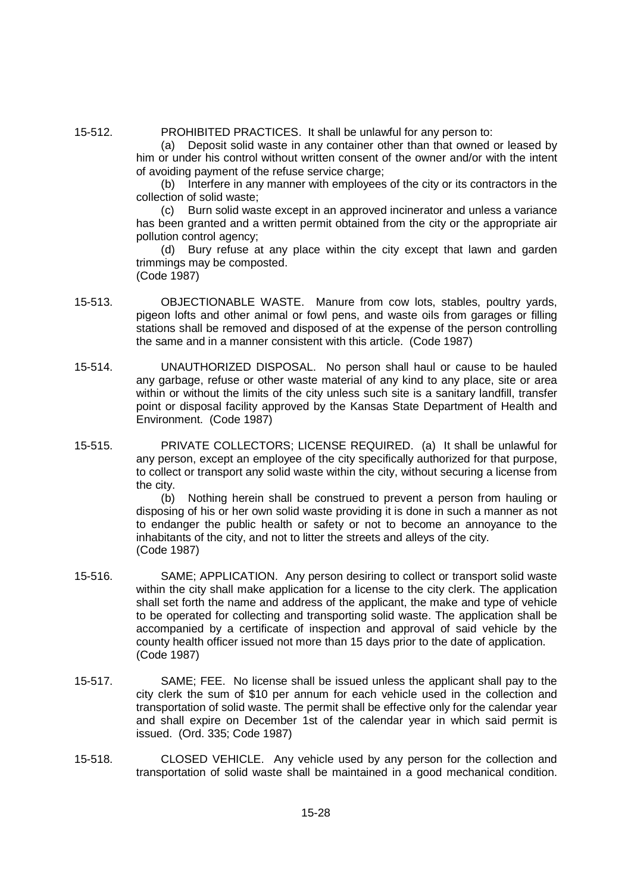15-512. PROHIBITED PRACTICES. It shall be unlawful for any person to:

(a) Deposit solid waste in any container other than that owned or leased by him or under his control without written consent of the owner and/or with the intent of avoiding payment of the refuse service charge;

(b) Interfere in any manner with employees of the city or its contractors in the collection of solid waste;

(c) Burn solid waste except in an approved incinerator and unless a variance has been granted and a written permit obtained from the city or the appropriate air pollution control agency;

(d) Bury refuse at any place within the city except that lawn and garden trimmings may be composted.

(Code 1987)

15-513. OBJECTIONABLE WASTE. Manure from cow lots, stables, poultry yards, pigeon lofts and other animal or fowl pens, and waste oils from garages or filling stations shall be removed and disposed of at the expense of the person controlling the same and in a manner consistent with this article. (Code 1987)

15-514. UNAUTHORIZED DISPOSAL. No person shall haul or cause to be hauled any garbage, refuse or other waste material of any kind to any place, site or area within or without the limits of the city unless such site is a sanitary landfill, transfer point or disposal facility approved by the Kansas State Department of Health and Environment. (Code 1987)

15-515. PRIVATE COLLECTORS; LICENSE REQUIRED. (a) It shall be unlawful for any person, except an employee of the city specifically authorized for that purpose, to collect or transport any solid waste within the city, without securing a license from the city.

(b) Nothing herein shall be construed to prevent a person from hauling or disposing of his or her own solid waste providing it is done in such a manner as not to endanger the public health or safety or not to become an annoyance to the inhabitants of the city, and not to litter the streets and alleys of the city.

(Code 1987)

15-516. SAME; APPLICATION. Any person desiring to collect or transport solid waste within the city shall make application for a license to the city clerk. The application shall set forth the name and address of the applicant, the make and type of vehicle to be operated for collecting and transporting solid waste. The application shall be accompanied by a certificate of inspection and approval of said vehicle by the county health officer issued not more than 15 days prior to the date of application. (Code 1987)

15-517. SAME; FEE. No license shall be issued unless the applicant shall pay to the city clerk the sum of $10 per annum for each vehicle used in the collection and transportation of solid waste. The permit shall be effective only for the calendar year and shall expire on December 1st of the calendar year in which said permit is issued. (Ord. 335; Code 1987)

15-518. CLOSED VEHICLE. Any vehicle used by any person for the collection and transportation of solid waste shall be maintained in a good mechanical condition.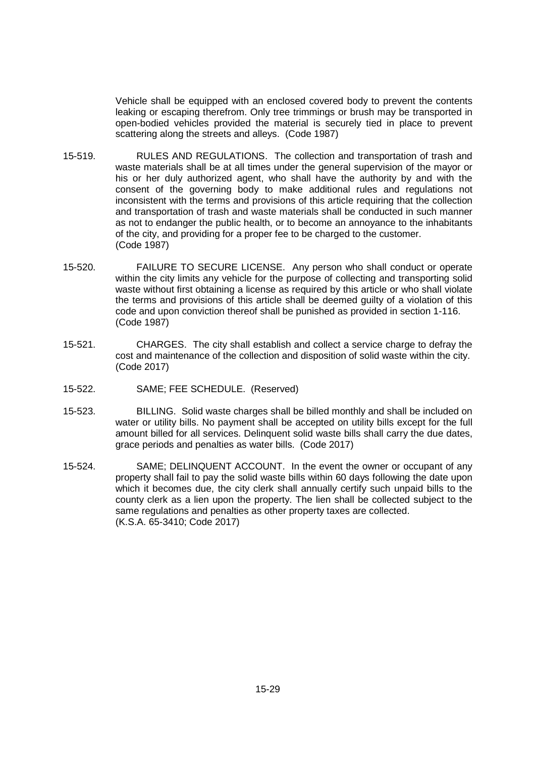Vehicle shall be equipped with an enclosed covered body to prevent the contents leaking or escaping therefrom. Only tree trimmings or brush may be transported in open-bodied vehicles provided the material is securely tied in place to prevent scattering along the streets and alleys. (Code 1987)

15-519. RULES AND REGULATIONS. The collection and transportation of trash and waste materials shall be at all times under the general supervision of the mayor or his or her duly authorized agent, who shall have the authority by and with the consent of the governing body to make additional rules and regulations not inconsistent with the terms and provisions of this article requiring that the collection and transportation of trash and waste materials shall be conducted in such manner as not to endanger the public health, or to become an annoyance to the inhabitants of the city, and providing for a proper fee to be charged to the customer. (Code 1987)

15-520. FAILURE TO SECURE LICENSE. Any person who shall conduct or operate within the city limits any vehicle for the purpose of collecting and transporting solid waste without first obtaining a license as required by this article or who shall violate the terms and provisions of this article shall be deemed guilty of a violation of this code and upon conviction thereof shall be punished as provided in section 1-116. (Code 1987)

15-521. CHARGES. The city shall establish and collect a service charge to defray the cost and maintenance of the collection and disposition of solid waste within the city. (Code 2017)

15-522. SAME; FEE SCHEDULE. (Reserved)

15-523. BILLING. Solid waste charges shall be billed monthly and shall be included on water or utility bills. No payment shall be accepted on utility bills except for the full amount billed for all services. Delinquent solid waste bills shall carry the due dates, grace periods and penalties as water bills. (Code 2017)

15-524. SAME; DELINQUENT ACCOUNT. In the event the owner or occupant of any property shall fail to pay the solid waste bills within 60 days following the date upon which it becomes due, the city clerk shall annually certify such unpaid bills to the county clerk as a lien upon the property. The lien shall be collected subject to the same regulations and penalties as other property taxes are collected. (K.S.A. 65-3410; Code 2017)